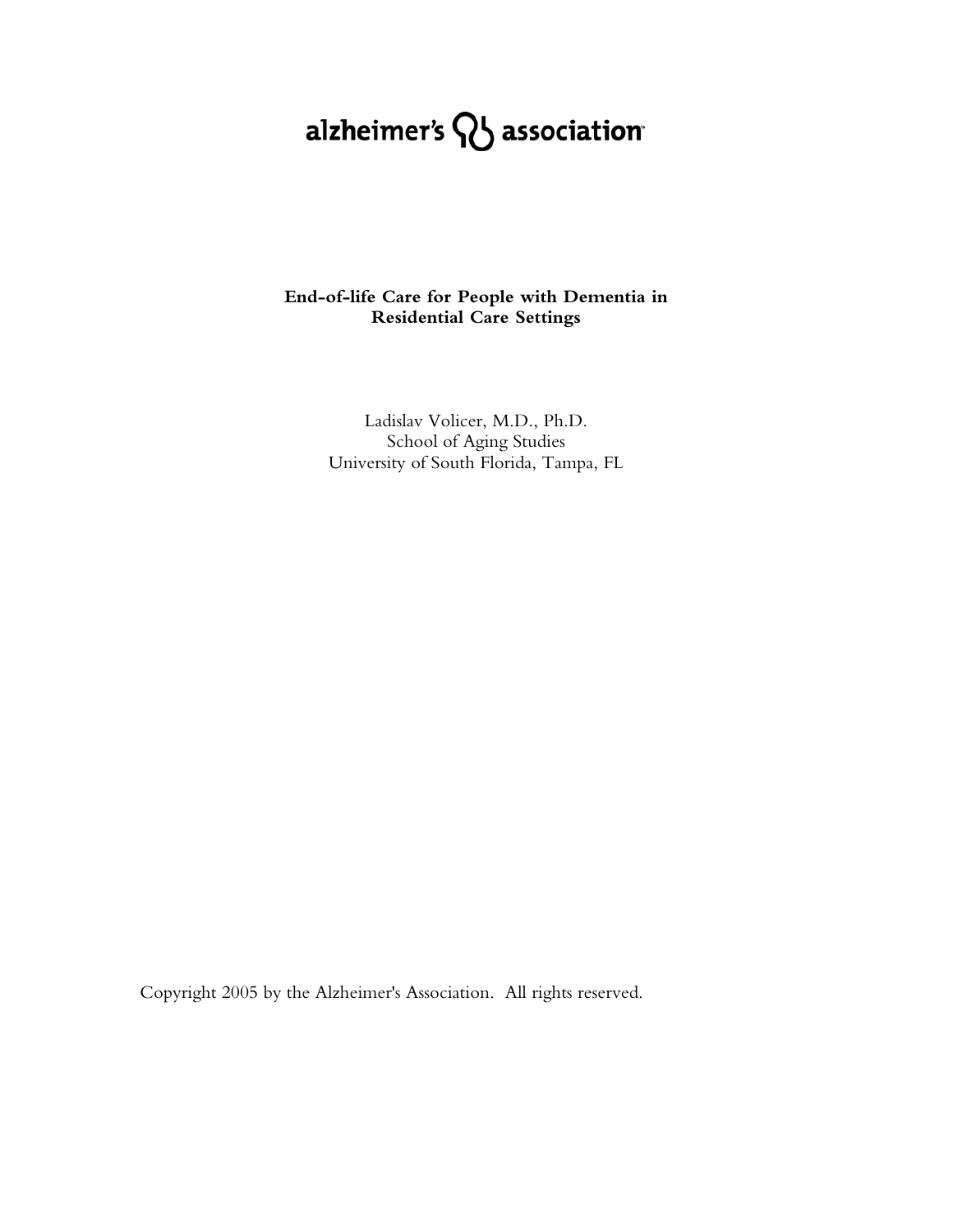alzheimer's association

**End-of-life Care for People with Dementia in Residential Care Settings**

Ladislav Volicer, M.D., Ph.D.
School of Aging Studies
University of South Florida, Tampa, FL

Copyright 2005 by the Alzheimer's Association. All rights reserved.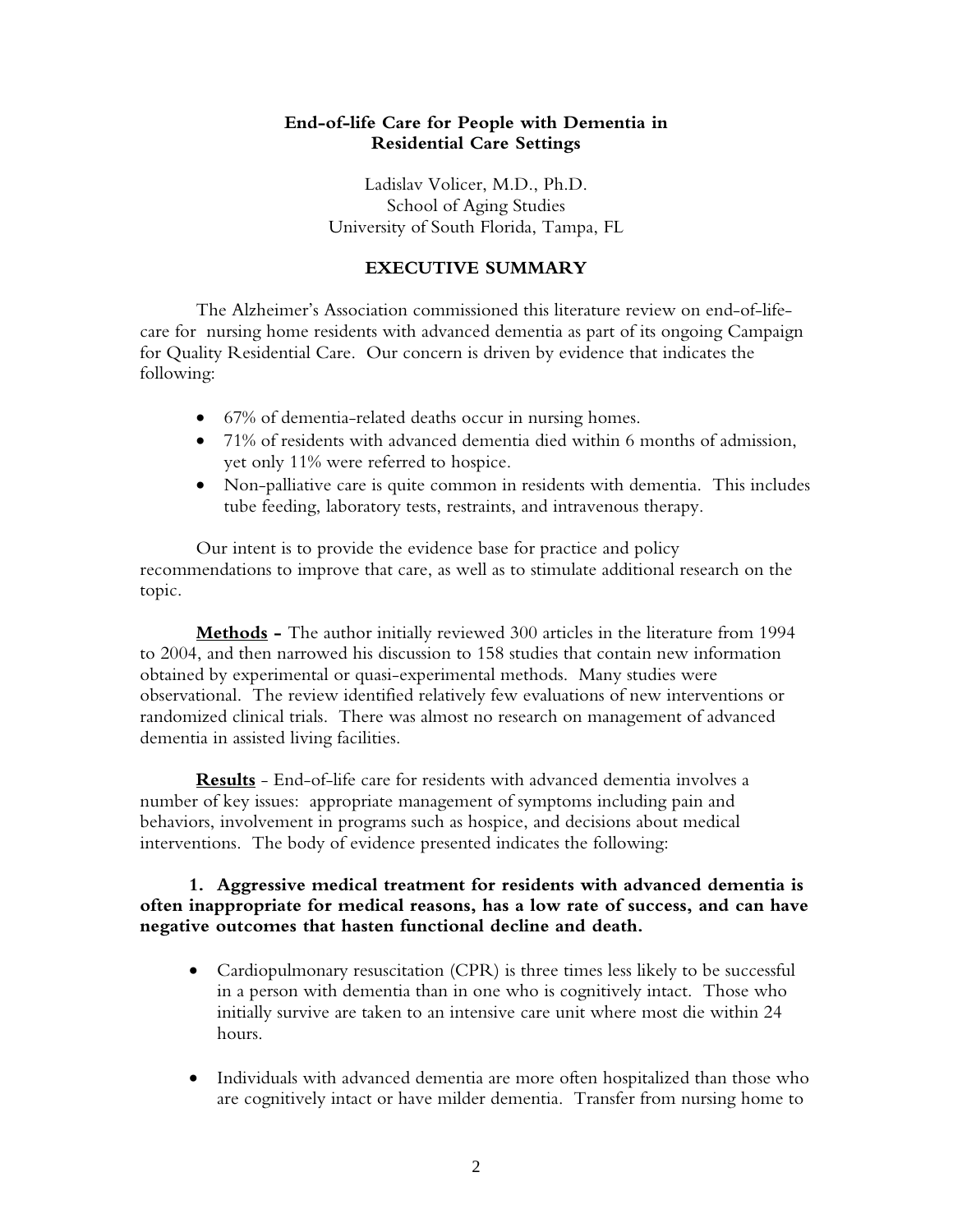**End-of-life Care for People with Dementia in Residential Care Settings**

Ladislav Volicer, M.D., Ph.D.
School of Aging Studies
University of South Florida, Tampa, FL

## EXECUTIVE SUMMARY

The Alzheimer's Association commissioned this literature review on end-of-life-care for nursing home residents with advanced dementia as part of its ongoing Campaign for Quality Residential Care. Our concern is driven by evidence that indicates the following:

- 67% of dementia-related deaths occur in nursing homes.
- 71% of residents with advanced dementia died within 6 months of admission, yet only 11% were referred to hospice.
- Non-palliative care is quite common in residents with dementia. This includes tube feeding, laboratory tests, restraints, and intravenous therapy.

Our intent is to provide the evidence base for practice and policy recommendations to improve that care, as well as to stimulate additional research on the topic.

**Methods –** The author initially reviewed 300 articles in the literature from 1994 to 2004, and then narrowed his discussion to 158 studies that contain new information obtained by experimental or quasi-experimental methods. Many studies were observational. The review identified relatively few evaluations of new interventions or randomized clinical trials. There was almost no research on management of advanced dementia in assisted living facilities.

**Results** - End-of-life care for residents with advanced dementia involves a number of key issues: appropriate management of symptoms including pain and behaviors, involvement in programs such as hospice, and decisions about medical interventions. The body of evidence presented indicates the following:

**1. Aggressive medical treatment for residents with advanced dementia is often inappropriate for medical reasons, has a low rate of success, and can have negative outcomes that hasten functional decline and death.**

- Cardiopulmonary resuscitation (CPR) is three times less likely to be successful in a person with dementia than in one who is cognitively intact. Those who initially survive are taken to an intensive care unit where most die within 24 hours.
- Individuals with advanced dementia are more often hospitalized than those who are cognitively intact or have milder dementia. Transfer from nursing home to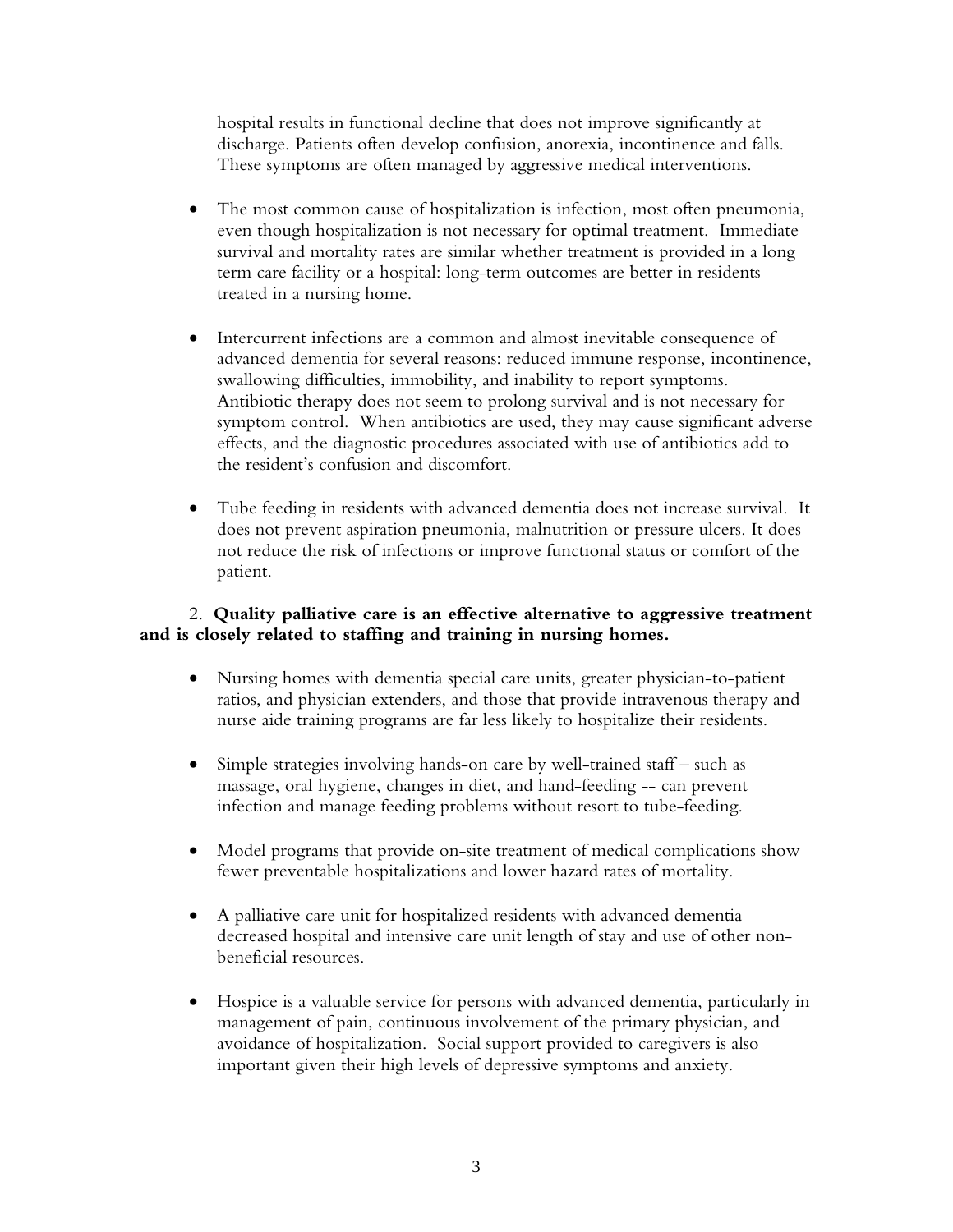hospital results in functional decline that does not improve significantly at discharge. Patients often develop confusion, anorexia, incontinence and falls. These symptoms are often managed by aggressive medical interventions.

- The most common cause of hospitalization is infection, most often pneumonia, even though hospitalization is not necessary for optimal treatment. Immediate survival and mortality rates are similar whether treatment is provided in a long term care facility or a hospital: long-term outcomes are better in residents treated in a nursing home.

- Intercurrent infections are a common and almost inevitable consequence of advanced dementia for several reasons: reduced immune response, incontinence, swallowing difficulties, immobility, and inability to report symptoms. Antibiotic therapy does not seem to prolong survival and is not necessary for symptom control. When antibiotics are used, they may cause significant adverse effects, and the diagnostic procedures associated with use of antibiotics add to the resident's confusion and discomfort.

- Tube feeding in residents with advanced dementia does not increase survival. It does not prevent aspiration pneumonia, malnutrition or pressure ulcers. It does not reduce the risk of infections or improve functional status or comfort of the patient.

2. **Quality palliative care is an effective alternative to aggressive treatment and is closely related to staffing and training in nursing homes.**

- Nursing homes with dementia special care units, greater physician-to-patient ratios, and physician extenders, and those that provide intravenous therapy and nurse aide training programs are far less likely to hospitalize their residents.

- Simple strategies involving hands-on care by well-trained staff – such as massage, oral hygiene, changes in diet, and hand-feeding -- can prevent infection and manage feeding problems without resort to tube-feeding.

- Model programs that provide on-site treatment of medical complications show fewer preventable hospitalizations and lower hazard rates of mortality.

- A palliative care unit for hospitalized residents with advanced dementia decreased hospital and intensive care unit length of stay and use of other non-beneficial resources.

- Hospice is a valuable service for persons with advanced dementia, particularly in management of pain, continuous involvement of the primary physician, and avoidance of hospitalization. Social support provided to caregivers is also important given their high levels of depressive symptoms and anxiety.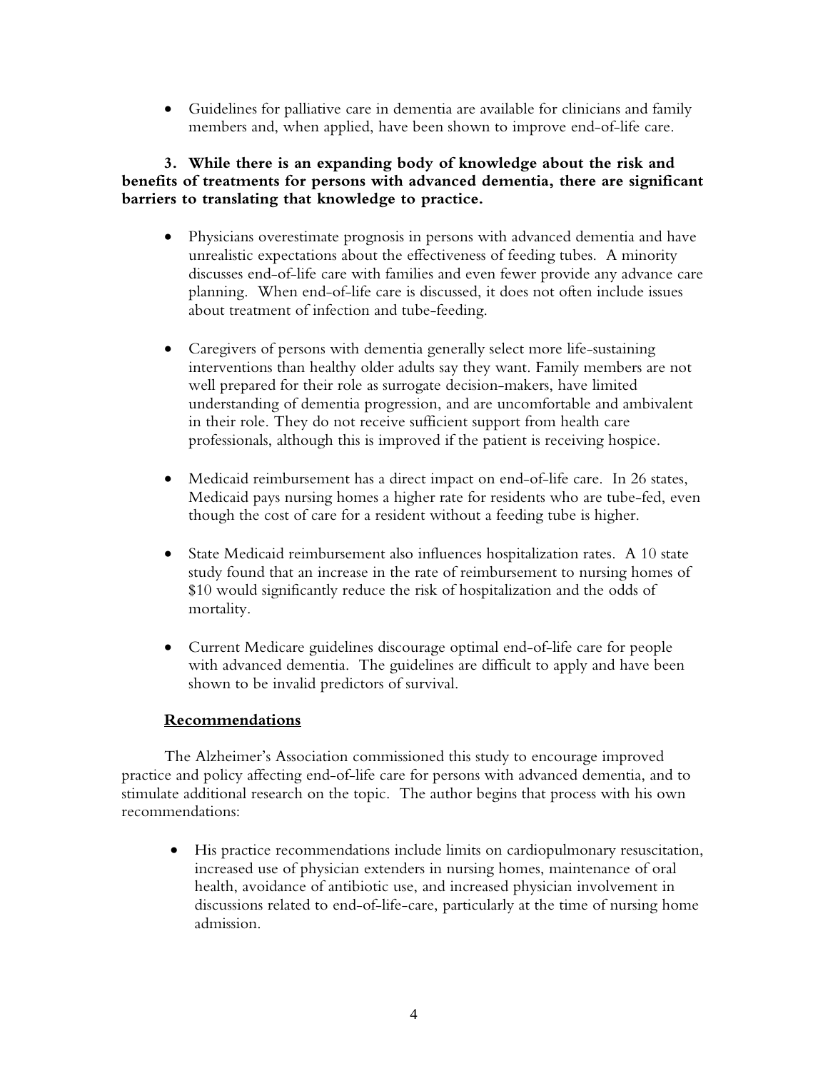- Guidelines for palliative care in dementia are available for clinicians and family members and, when applied, have been shown to improve end-of-life care.

**3. While there is an expanding body of knowledge about the risk and benefits of treatments for persons with advanced dementia, there are significant barriers to translating that knowledge to practice.**

- Physicians overestimate prognosis in persons with advanced dementia and have unrealistic expectations about the effectiveness of feeding tubes. A minority discusses end-of-life care with families and even fewer provide any advance care planning. When end-of-life care is discussed, it does not often include issues about treatment of infection and tube-feeding.

- Caregivers of persons with dementia generally select more life-sustaining interventions than healthy older adults say they want. Family members are not well prepared for their role as surrogate decision-makers, have limited understanding of dementia progression, and are uncomfortable and ambivalent in their role. They do not receive sufficient support from health care professionals, although this is improved if the patient is receiving hospice.

- Medicaid reimbursement has a direct impact on end-of-life care. In 26 states, Medicaid pays nursing homes a higher rate for residents who are tube-fed, even though the cost of care for a resident without a feeding tube is higher.

- State Medicaid reimbursement also influences hospitalization rates. A 10 state study found that an increase in the rate of reimbursement to nursing homes of $10 would significantly reduce the risk of hospitalization and the odds of mortality.

- Current Medicare guidelines discourage optimal end-of-life care for people with advanced dementia. The guidelines are difficult to apply and have been shown to be invalid predictors of survival.

## Recommendations

The Alzheimer's Association commissioned this study to encourage improved practice and policy affecting end-of-life care for persons with advanced dementia, and to stimulate additional research on the topic. The author begins that process with his own recommendations:

- His practice recommendations include limits on cardiopulmonary resuscitation, increased use of physician extenders in nursing homes, maintenance of oral health, avoidance of antibiotic use, and increased physician involvement in discussions related to end-of-life-care, particularly at the time of nursing home admission.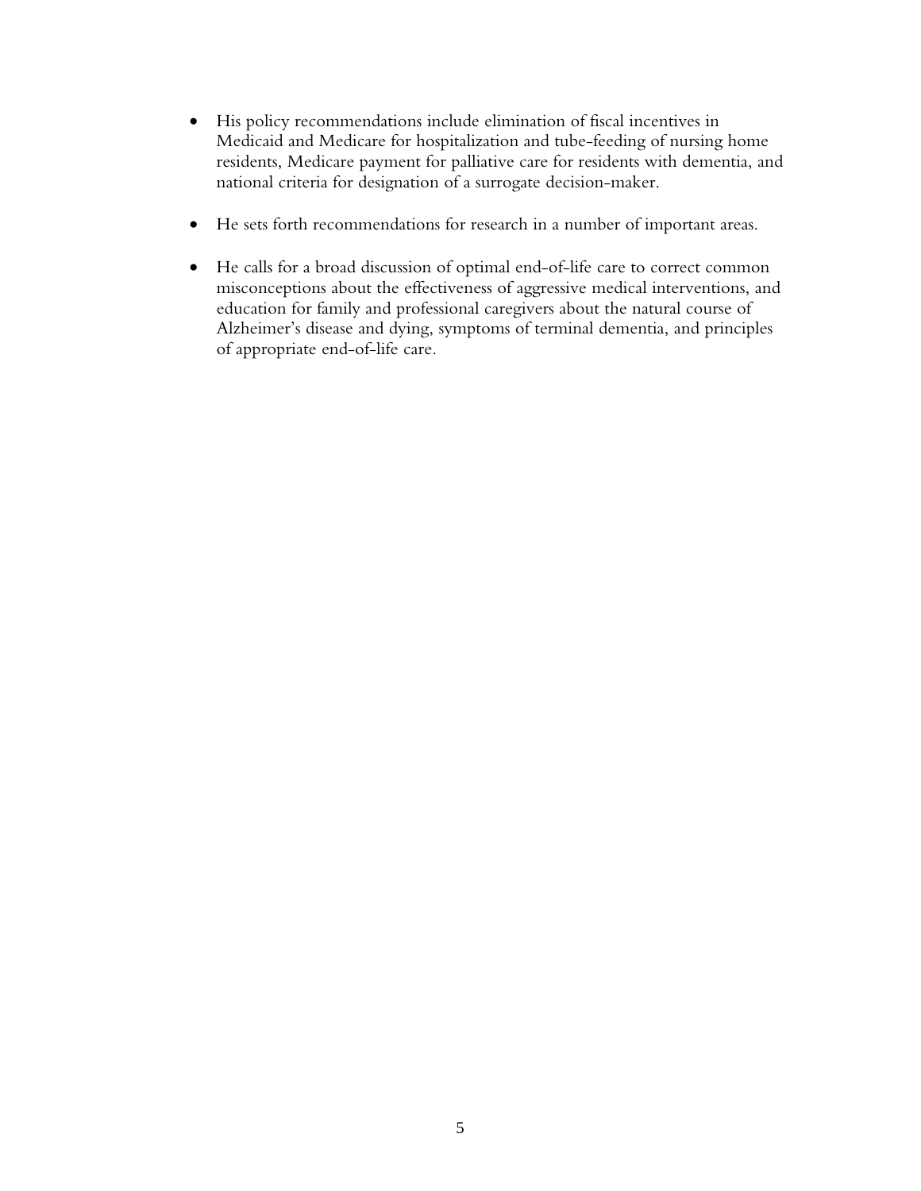- His policy recommendations include elimination of fiscal incentives in Medicaid and Medicare for hospitalization and tube-feeding of nursing home residents, Medicare payment for palliative care for residents with dementia, and national criteria for designation of a surrogate decision-maker.

- He sets forth recommendations for research in a number of important areas.

- He calls for a broad discussion of optimal end-of-life care to correct common misconceptions about the effectiveness of aggressive medical interventions, and education for family and professional caregivers about the natural course of Alzheimer's disease and dying, symptoms of terminal dementia, and principles of appropriate end-of-life care.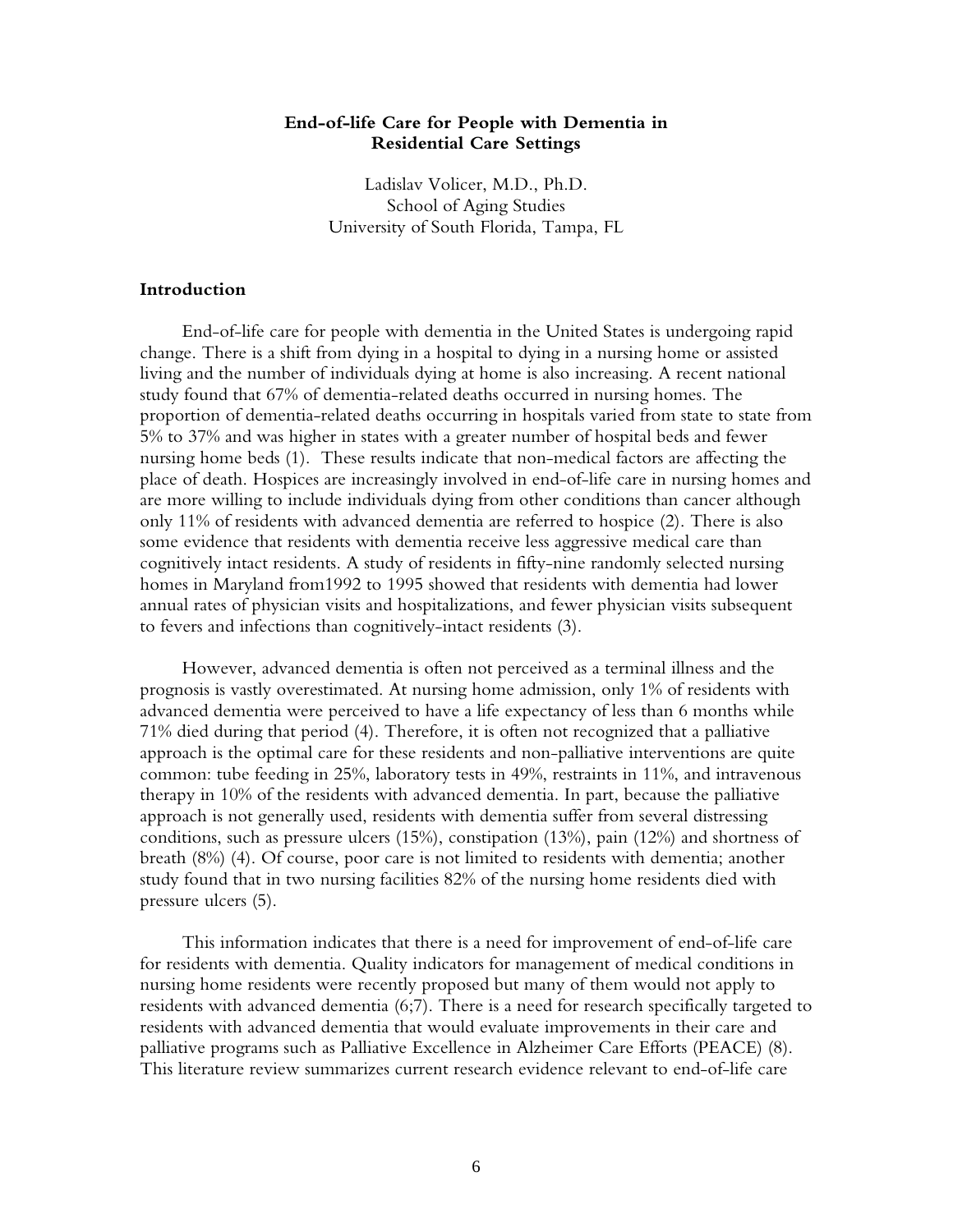# End-of-life Care for People with Dementia in Residential Care Settings

Ladislav Volicer, M.D., Ph.D.
School of Aging Studies
University of South Florida, Tampa, FL

## Introduction

End-of-life care for people with dementia in the United States is undergoing rapid change. There is a shift from dying in a hospital to dying in a nursing home or assisted living and the number of individuals dying at home is also increasing. A recent national study found that 67% of dementia-related deaths occurred in nursing homes. The proportion of dementia-related deaths occurring in hospitals varied from state to state from 5% to 37% and was higher in states with a greater number of hospital beds and fewer nursing home beds (1). These results indicate that non-medical factors are affecting the place of death. Hospices are increasingly involved in end-of-life care in nursing homes and are more willing to include individuals dying from other conditions than cancer although only 11% of residents with advanced dementia are referred to hospice (2). There is also some evidence that residents with dementia receive less aggressive medical care than cognitively intact residents. A study of residents in fifty-nine randomly selected nursing homes in Maryland from1992 to 1995 showed that residents with dementia had lower annual rates of physician visits and hospitalizations, and fewer physician visits subsequent to fevers and infections than cognitively-intact residents (3).

However, advanced dementia is often not perceived as a terminal illness and the prognosis is vastly overestimated. At nursing home admission, only 1% of residents with advanced dementia were perceived to have a life expectancy of less than 6 months while 71% died during that period (4). Therefore, it is often not recognized that a palliative approach is the optimal care for these residents and non-palliative interventions are quite common: tube feeding in 25%, laboratory tests in 49%, restraints in 11%, and intravenous therapy in 10% of the residents with advanced dementia. In part, because the palliative approach is not generally used, residents with dementia suffer from several distressing conditions, such as pressure ulcers (15%), constipation (13%), pain (12%) and shortness of breath (8%) (4). Of course, poor care is not limited to residents with dementia; another study found that in two nursing facilities 82% of the nursing home residents died with pressure ulcers (5).

This information indicates that there is a need for improvement of end-of-life care for residents with dementia. Quality indicators for management of medical conditions in nursing home residents were recently proposed but many of them would not apply to residents with advanced dementia (6;7). There is a need for research specifically targeted to residents with advanced dementia that would evaluate improvements in their care and palliative programs such as Palliative Excellence in Alzheimer Care Efforts (PEACE) (8). This literature review summarizes current research evidence relevant to end-of-life care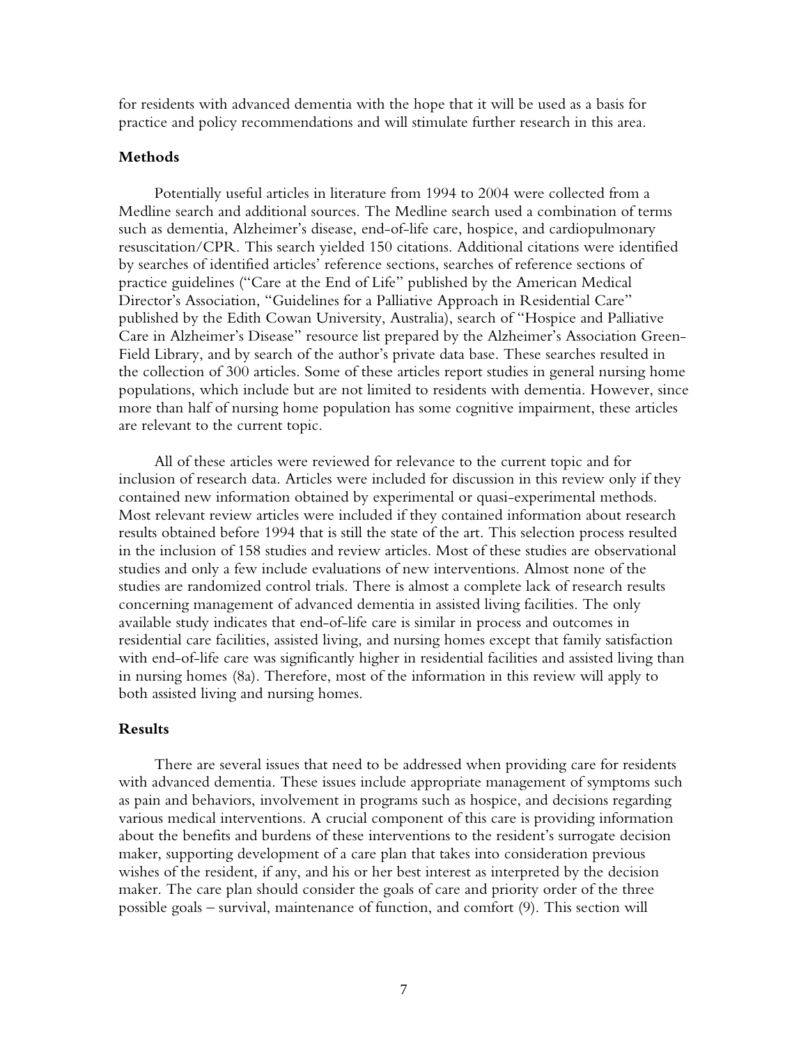for residents with advanced dementia with the hope that it will be used as a basis for practice and policy recommendations and will stimulate further research in this area.

### Methods

Potentially useful articles in literature from 1994 to 2004 were collected from a Medline search and additional sources. The Medline search used a combination of terms such as dementia, Alzheimer's disease, end-of-life care, hospice, and cardiopulmonary resuscitation/CPR. This search yielded 150 citations. Additional citations were identified by searches of identified articles' reference sections, searches of reference sections of practice guidelines ("Care at the End of Life" published by the American Medical Director's Association, "Guidelines for a Palliative Approach in Residential Care" published by the Edith Cowan University, Australia), search of "Hospice and Palliative Care in Alzheimer's Disease" resource list prepared by the Alzheimer's Association Green-Field Library, and by search of the author's private data base. These searches resulted in the collection of 300 articles. Some of these articles report studies in general nursing home populations, which include but are not limited to residents with dementia. However, since more than half of nursing home population has some cognitive impairment, these articles are relevant to the current topic.

All of these articles were reviewed for relevance to the current topic and for inclusion of research data. Articles were included for discussion in this review only if they contained new information obtained by experimental or quasi-experimental methods. Most relevant review articles were included if they contained information about research results obtained before 1994 that is still the state of the art. This selection process resulted in the inclusion of 158 studies and review articles. Most of these studies are observational studies and only a few include evaluations of new interventions. Almost none of the studies are randomized control trials. There is almost a complete lack of research results concerning management of advanced dementia in assisted living facilities. The only available study indicates that end-of-life care is similar in process and outcomes in residential care facilities, assisted living, and nursing homes except that family satisfaction with end-of-life care was significantly higher in residential facilities and assisted living than in nursing homes (8a). Therefore, most of the information in this review will apply to both assisted living and nursing homes.

### Results

There are several issues that need to be addressed when providing care for residents with advanced dementia. These issues include appropriate management of symptoms such as pain and behaviors, involvement in programs such as hospice, and decisions regarding various medical interventions. A crucial component of this care is providing information about the benefits and burdens of these interventions to the resident's surrogate decision maker, supporting development of a care plan that takes into consideration previous wishes of the resident, if any, and his or her best interest as interpreted by the decision maker. The care plan should consider the goals of care and priority order of the three possible goals – survival, maintenance of function, and comfort (9). This section will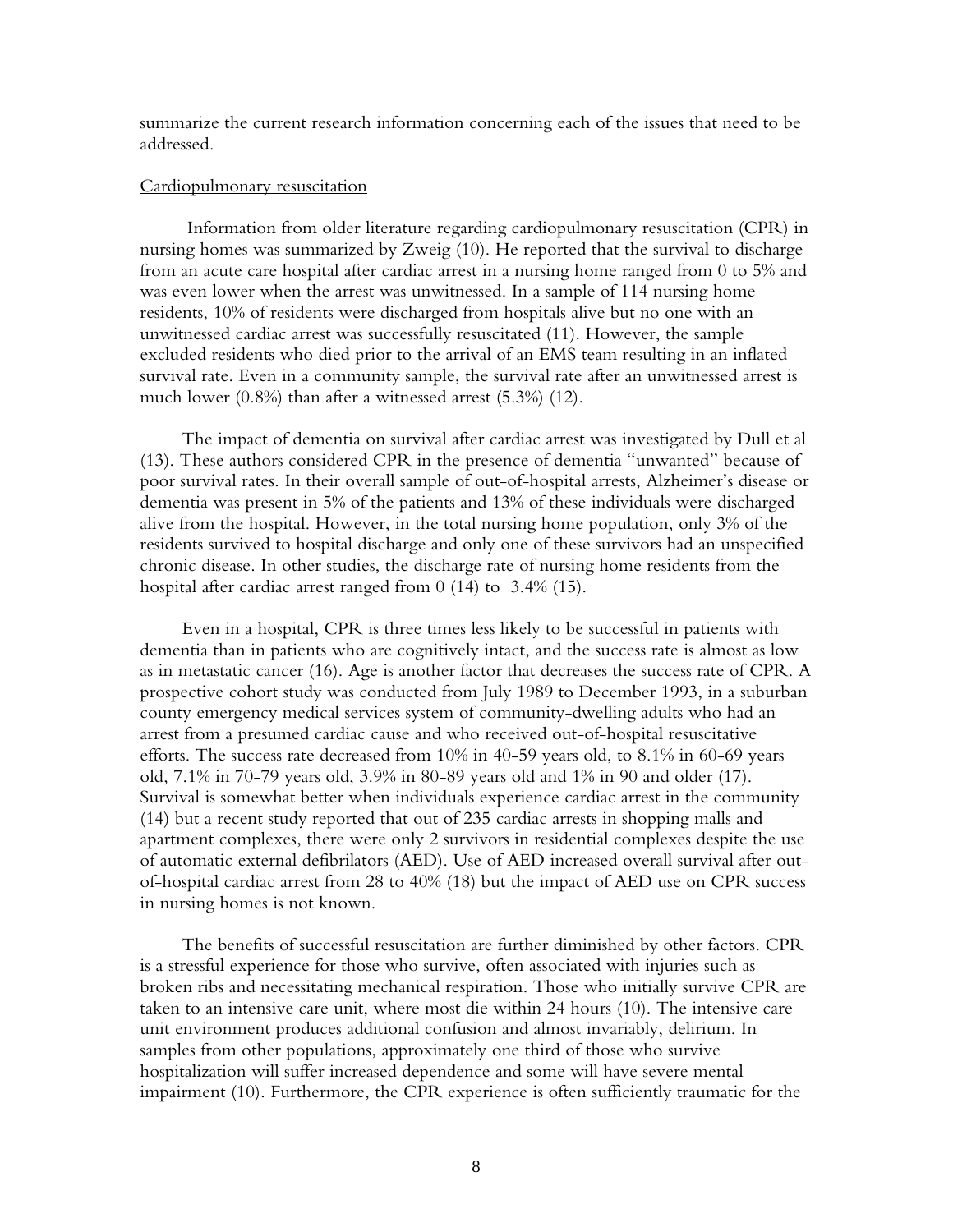summarize the current research information concerning each of the issues that need to be addressed.

Cardiopulmonary resuscitation

Information from older literature regarding cardiopulmonary resuscitation (CPR) in nursing homes was summarized by Zweig (10). He reported that the survival to discharge from an acute care hospital after cardiac arrest in a nursing home ranged from 0 to 5% and was even lower when the arrest was unwitnessed. In a sample of 114 nursing home residents, 10% of residents were discharged from hospitals alive but no one with an unwitnessed cardiac arrest was successfully resuscitated (11). However, the sample excluded residents who died prior to the arrival of an EMS team resulting in an inflated survival rate. Even in a community sample, the survival rate after an unwitnessed arrest is much lower (0.8%) than after a witnessed arrest (5.3%) (12).

The impact of dementia on survival after cardiac arrest was investigated by Dull et al (13). These authors considered CPR in the presence of dementia "unwanted" because of poor survival rates. In their overall sample of out-of-hospital arrests, Alzheimer's disease or dementia was present in 5% of the patients and 13% of these individuals were discharged alive from the hospital. However, in the total nursing home population, only 3% of the residents survived to hospital discharge and only one of these survivors had an unspecified chronic disease. In other studies, the discharge rate of nursing home residents from the hospital after cardiac arrest ranged from 0 (14) to 3.4% (15).

Even in a hospital, CPR is three times less likely to be successful in patients with dementia than in patients who are cognitively intact, and the success rate is almost as low as in metastatic cancer (16). Age is another factor that decreases the success rate of CPR. A prospective cohort study was conducted from July 1989 to December 1993, in a suburban county emergency medical services system of community-dwelling adults who had an arrest from a presumed cardiac cause and who received out-of-hospital resuscitative efforts. The success rate decreased from 10% in 40-59 years old, to 8.1% in 60-69 years old, 7.1% in 70-79 years old, 3.9% in 80-89 years old and 1% in 90 and older (17). Survival is somewhat better when individuals experience cardiac arrest in the community (14) but a recent study reported that out of 235 cardiac arrests in shopping malls and apartment complexes, there were only 2 survivors in residential complexes despite the use of automatic external defibrilators (AED). Use of AED increased overall survival after out-of-hospital cardiac arrest from 28 to 40% (18) but the impact of AED use on CPR success in nursing homes is not known.

The benefits of successful resuscitation are further diminished by other factors. CPR is a stressful experience for those who survive, often associated with injuries such as broken ribs and necessitating mechanical respiration. Those who initially survive CPR are taken to an intensive care unit, where most die within 24 hours (10). The intensive care unit environment produces additional confusion and almost invariably, delirium. In samples from other populations, approximately one third of those who survive hospitalization will suffer increased dependence and some will have severe mental impairment (10). Furthermore, the CPR experience is often sufficiently traumatic for the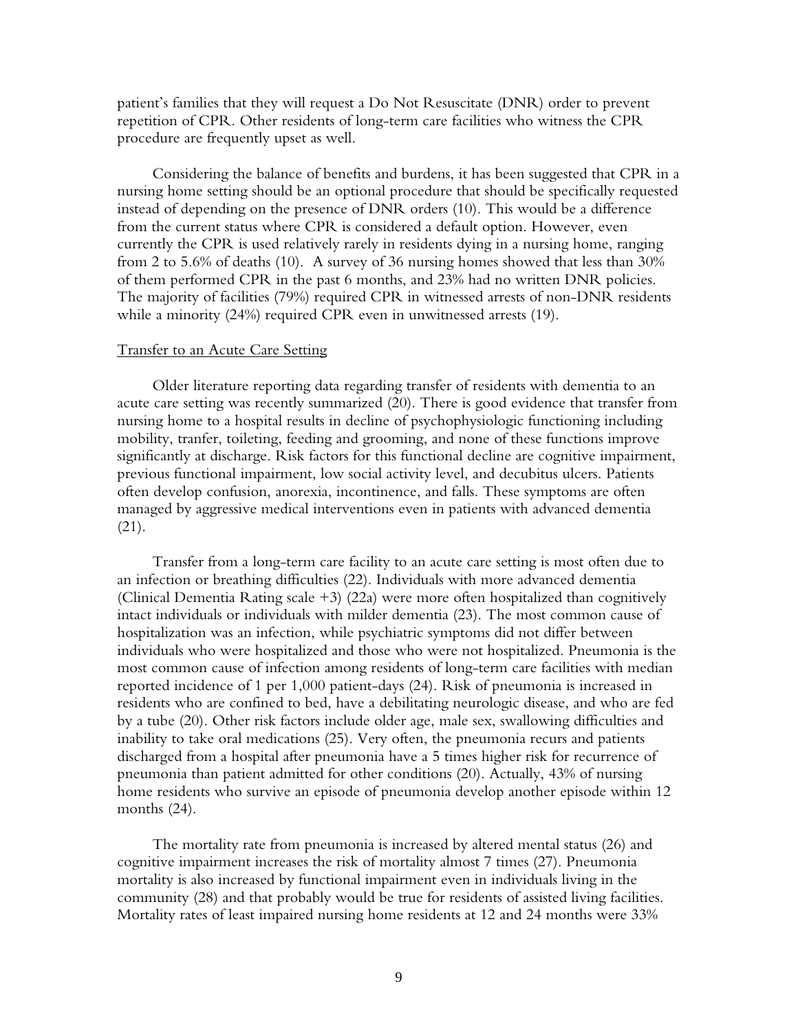patient's families that they will request a Do Not Resuscitate (DNR) order to prevent repetition of CPR. Other residents of long-term care facilities who witness the CPR procedure are frequently upset as well.

Considering the balance of benefits and burdens, it has been suggested that CPR in a nursing home setting should be an optional procedure that should be specifically requested instead of depending on the presence of DNR orders (10). This would be a difference from the current status where CPR is considered a default option. However, even currently the CPR is used relatively rarely in residents dying in a nursing home, ranging from 2 to 5.6% of deaths (10). A survey of 36 nursing homes showed that less than 30% of them performed CPR in the past 6 months, and 23% had no written DNR policies. The majority of facilities (79%) required CPR in witnessed arrests of non-DNR residents while a minority (24%) required CPR even in unwitnessed arrests (19).

Transfer to an Acute Care Setting

Older literature reporting data regarding transfer of residents with dementia to an acute care setting was recently summarized (20). There is good evidence that transfer from nursing home to a hospital results in decline of psychophysiologic functioning including mobility, tranfer, toileting, feeding and grooming, and none of these functions improve significantly at discharge. Risk factors for this functional decline are cognitive impairment, previous functional impairment, low social activity level, and decubitus ulcers. Patients often develop confusion, anorexia, incontinence, and falls. These symptoms are often managed by aggressive medical interventions even in patients with advanced dementia (21).

Transfer from a long-term care facility to an acute care setting is most often due to an infection or breathing difficulties (22). Individuals with more advanced dementia (Clinical Dementia Rating scale +3) (22a) were more often hospitalized than cognitively intact individuals or individuals with milder dementia (23). The most common cause of hospitalization was an infection, while psychiatric symptoms did not differ between individuals who were hospitalized and those who were not hospitalized. Pneumonia is the most common cause of infection among residents of long-term care facilities with median reported incidence of 1 per 1,000 patient-days (24). Risk of pneumonia is increased in residents who are confined to bed, have a debilitating neurologic disease, and who are fed by a tube (20). Other risk factors include older age, male sex, swallowing difficulties and inability to take oral medications (25). Very often, the pneumonia recurs and patients discharged from a hospital after pneumonia have a 5 times higher risk for recurrence of pneumonia than patient admitted for other conditions (20). Actually, 43% of nursing home residents who survive an episode of pneumonia develop another episode within 12 months (24).

The mortality rate from pneumonia is increased by altered mental status (26) and cognitive impairment increases the risk of mortality almost 7 times (27). Pneumonia mortality is also increased by functional impairment even in individuals living in the community (28) and that probably would be true for residents of assisted living facilities. Mortality rates of least impaired nursing home residents at 12 and 24 months were 33%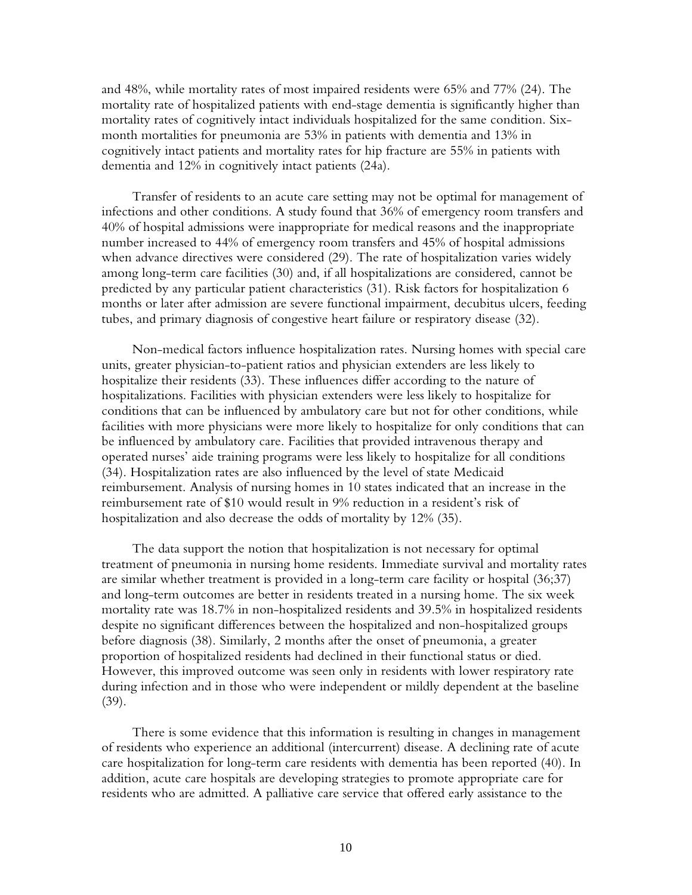and 48%, while mortality rates of most impaired residents were 65% and 77% (24). The mortality rate of hospitalized patients with end-stage dementia is significantly higher than mortality rates of cognitively intact individuals hospitalized for the same condition. Six-month mortalities for pneumonia are 53% in patients with dementia and 13% in cognitively intact patients and mortality rates for hip fracture are 55% in patients with dementia and 12% in cognitively intact patients (24a).

Transfer of residents to an acute care setting may not be optimal for management of infections and other conditions. A study found that 36% of emergency room transfers and 40% of hospital admissions were inappropriate for medical reasons and the inappropriate number increased to 44% of emergency room transfers and 45% of hospital admissions when advance directives were considered (29). The rate of hospitalization varies widely among long-term care facilities (30) and, if all hospitalizations are considered, cannot be predicted by any particular patient characteristics (31). Risk factors for hospitalization 6 months or later after admission are severe functional impairment, decubitus ulcers, feeding tubes, and primary diagnosis of congestive heart failure or respiratory disease (32).

Non-medical factors influence hospitalization rates. Nursing homes with special care units, greater physician-to-patient ratios and physician extenders are less likely to hospitalize their residents (33). These influences differ according to the nature of hospitalizations. Facilities with physician extenders were less likely to hospitalize for conditions that can be influenced by ambulatory care but not for other conditions, while facilities with more physicians were more likely to hospitalize for only conditions that can be influenced by ambulatory care. Facilities that provided intravenous therapy and operated nurses' aide training programs were less likely to hospitalize for all conditions (34). Hospitalization rates are also influenced by the level of state Medicaid reimbursement. Analysis of nursing homes in 10 states indicated that an increase in the reimbursement rate of $10 would result in 9% reduction in a resident's risk of hospitalization and also decrease the odds of mortality by 12% (35).

The data support the notion that hospitalization is not necessary for optimal treatment of pneumonia in nursing home residents. Immediate survival and mortality rates are similar whether treatment is provided in a long-term care facility or hospital (36;37) and long-term outcomes are better in residents treated in a nursing home. The six week mortality rate was 18.7% in non-hospitalized residents and 39.5% in hospitalized residents despite no significant differences between the hospitalized and non-hospitalized groups before diagnosis (38). Similarly, 2 months after the onset of pneumonia, a greater proportion of hospitalized residents had declined in their functional status or died. However, this improved outcome was seen only in residents with lower respiratory rate during infection and in those who were independent or mildly dependent at the baseline (39).

There is some evidence that this information is resulting in changes in management of residents who experience an additional (intercurrent) disease. A declining rate of acute care hospitalization for long-term care residents with dementia has been reported (40). In addition, acute care hospitals are developing strategies to promote appropriate care for residents who are admitted. A palliative care service that offered early assistance to the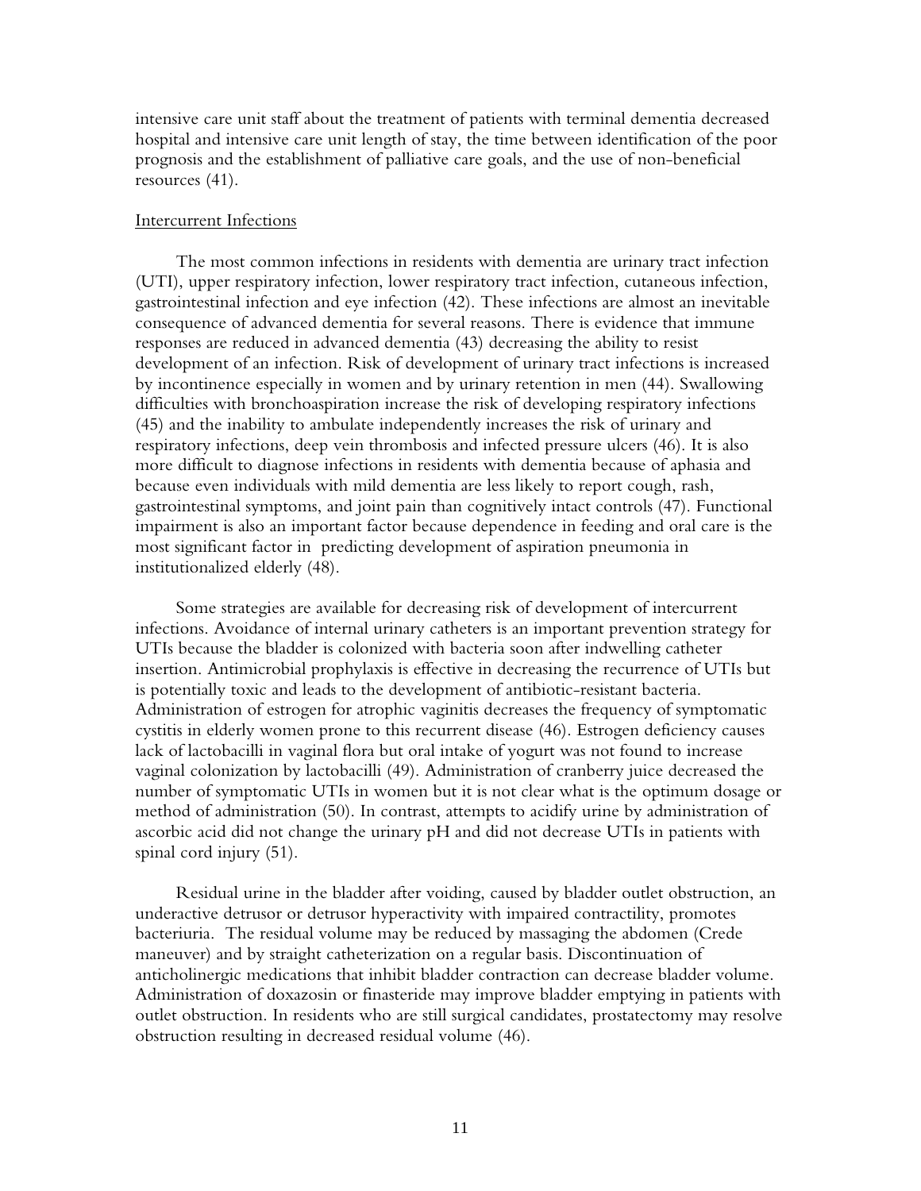intensive care unit staff about the treatment of patients with terminal dementia decreased hospital and intensive care unit length of stay, the time between identification of the poor prognosis and the establishment of palliative care goals, and the use of non-beneficial resources (41).

Intercurrent Infections

The most common infections in residents with dementia are urinary tract infection (UTI), upper respiratory infection, lower respiratory tract infection, cutaneous infection, gastrointestinal infection and eye infection (42). These infections are almost an inevitable consequence of advanced dementia for several reasons. There is evidence that immune responses are reduced in advanced dementia (43) decreasing the ability to resist development of an infection. Risk of development of urinary tract infections is increased by incontinence especially in women and by urinary retention in men (44). Swallowing difficulties with bronchoaspiration increase the risk of developing respiratory infections (45) and the inability to ambulate independently increases the risk of urinary and respiratory infections, deep vein thrombosis and infected pressure ulcers (46). It is also more difficult to diagnose infections in residents with dementia because of aphasia and because even individuals with mild dementia are less likely to report cough, rash, gastrointestinal symptoms, and joint pain than cognitively intact controls (47). Functional impairment is also an important factor because dependence in feeding and oral care is the most significant factor in predicting development of aspiration pneumonia in institutionalized elderly (48).

Some strategies are available for decreasing risk of development of intercurrent infections. Avoidance of internal urinary catheters is an important prevention strategy for UTIs because the bladder is colonized with bacteria soon after indwelling catheter insertion. Antimicrobial prophylaxis is effective in decreasing the recurrence of UTIs but is potentially toxic and leads to the development of antibiotic-resistant bacteria. Administration of estrogen for atrophic vaginitis decreases the frequency of symptomatic cystitis in elderly women prone to this recurrent disease (46). Estrogen deficiency causes lack of lactobacilli in vaginal flora but oral intake of yogurt was not found to increase vaginal colonization by lactobacilli (49). Administration of cranberry juice decreased the number of symptomatic UTIs in women but it is not clear what is the optimum dosage or method of administration (50). In contrast, attempts to acidify urine by administration of ascorbic acid did not change the urinary pH and did not decrease UTIs in patients with spinal cord injury (51).

Residual urine in the bladder after voiding, caused by bladder outlet obstruction, an underactive detrusor or detrusor hyperactivity with impaired contractility, promotes bacteriuria. The residual volume may be reduced by massaging the abdomen (Crede maneuver) and by straight catheterization on a regular basis. Discontinuation of anticholinergic medications that inhibit bladder contraction can decrease bladder volume. Administration of doxazosin or finasteride may improve bladder emptying in patients with outlet obstruction. In residents who are still surgical candidates, prostatectomy may resolve obstruction resulting in decreased residual volume (46).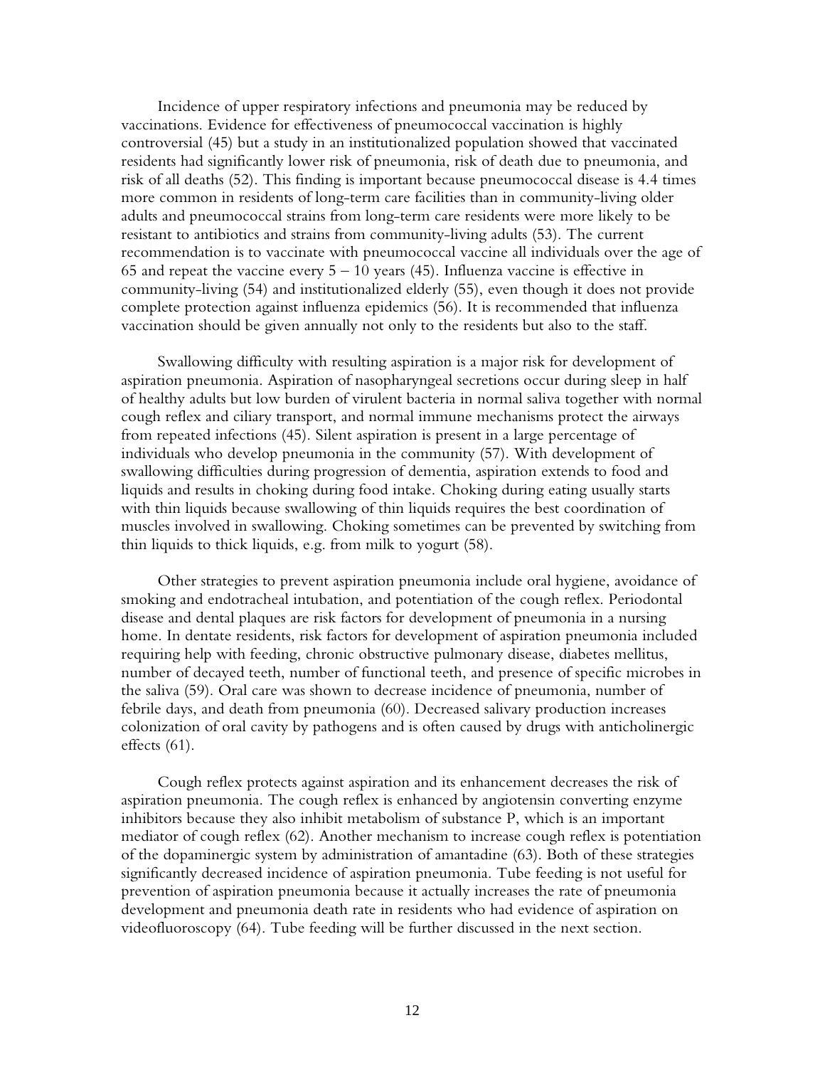Incidence of upper respiratory infections and pneumonia may be reduced by vaccinations. Evidence for effectiveness of pneumococcal vaccination is highly controversial (45) but a study in an institutionalized population showed that vaccinated residents had significantly lower risk of pneumonia, risk of death due to pneumonia, and risk of all deaths (52). This finding is important because pneumococcal disease is 4.4 times more common in residents of long-term care facilities than in community-living older adults and pneumococcal strains from long-term care residents were more likely to be resistant to antibiotics and strains from community-living adults (53). The current recommendation is to vaccinate with pneumococcal vaccine all individuals over the age of 65 and repeat the vaccine every 5 – 10 years (45). Influenza vaccine is effective in community-living (54) and institutionalized elderly (55), even though it does not provide complete protection against influenza epidemics (56). It is recommended that influenza vaccination should be given annually not only to the residents but also to the staff.

Swallowing difficulty with resulting aspiration is a major risk for development of aspiration pneumonia. Aspiration of nasopharyngeal secretions occur during sleep in half of healthy adults but low burden of virulent bacteria in normal saliva together with normal cough reflex and ciliary transport, and normal immune mechanisms protect the airways from repeated infections (45). Silent aspiration is present in a large percentage of individuals who develop pneumonia in the community (57). With development of swallowing difficulties during progression of dementia, aspiration extends to food and liquids and results in choking during food intake. Choking during eating usually starts with thin liquids because swallowing of thin liquids requires the best coordination of muscles involved in swallowing. Choking sometimes can be prevented by switching from thin liquids to thick liquids, e.g. from milk to yogurt (58).

Other strategies to prevent aspiration pneumonia include oral hygiene, avoidance of smoking and endotracheal intubation, and potentiation of the cough reflex. Periodontal disease and dental plaques are risk factors for development of pneumonia in a nursing home. In dentate residents, risk factors for development of aspiration pneumonia included requiring help with feeding, chronic obstructive pulmonary disease, diabetes mellitus, number of decayed teeth, number of functional teeth, and presence of specific microbes in the saliva (59). Oral care was shown to decrease incidence of pneumonia, number of febrile days, and death from pneumonia (60). Decreased salivary production increases colonization of oral cavity by pathogens and is often caused by drugs with anticholinergic effects (61).

Cough reflex protects against aspiration and its enhancement decreases the risk of aspiration pneumonia. The cough reflex is enhanced by angiotensin converting enzyme inhibitors because they also inhibit metabolism of substance P, which is an important mediator of cough reflex (62). Another mechanism to increase cough reflex is potentiation of the dopaminergic system by administration of amantadine (63). Both of these strategies significantly decreased incidence of aspiration pneumonia. Tube feeding is not useful for prevention of aspiration pneumonia because it actually increases the rate of pneumonia development and pneumonia death rate in residents who had evidence of aspiration on videofluoroscopy (64). Tube feeding will be further discussed in the next section.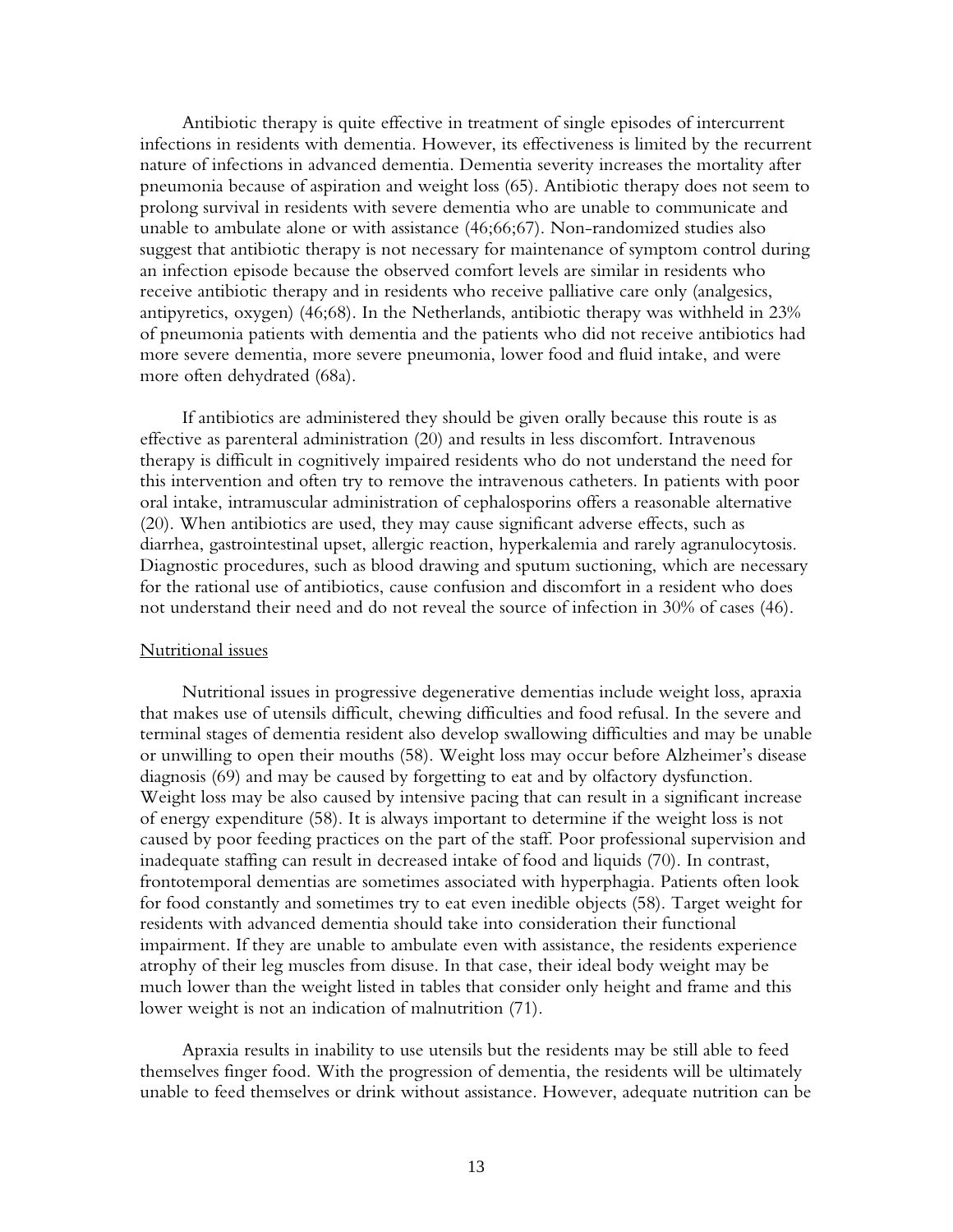Antibiotic therapy is quite effective in treatment of single episodes of intercurrent infections in residents with dementia. However, its effectiveness is limited by the recurrent nature of infections in advanced dementia. Dementia severity increases the mortality after pneumonia because of aspiration and weight loss (65). Antibiotic therapy does not seem to prolong survival in residents with severe dementia who are unable to communicate and unable to ambulate alone or with assistance (46;66;67). Non-randomized studies also suggest that antibiotic therapy is not necessary for maintenance of symptom control during an infection episode because the observed comfort levels are similar in residents who receive antibiotic therapy and in residents who receive palliative care only (analgesics, antipyretics, oxygen) (46;68). In the Netherlands, antibiotic therapy was withheld in 23% of pneumonia patients with dementia and the patients who did not receive antibiotics had more severe dementia, more severe pneumonia, lower food and fluid intake, and were more often dehydrated (68a).

If antibiotics are administered they should be given orally because this route is as effective as parenteral administration (20) and results in less discomfort. Intravenous therapy is difficult in cognitively impaired residents who do not understand the need for this intervention and often try to remove the intravenous catheters. In patients with poor oral intake, intramuscular administration of cephalosporins offers a reasonable alternative (20). When antibiotics are used, they may cause significant adverse effects, such as diarrhea, gastrointestinal upset, allergic reaction, hyperkalemia and rarely agranulocytosis. Diagnostic procedures, such as blood drawing and sputum suctioning, which are necessary for the rational use of antibiotics, cause confusion and discomfort in a resident who does not understand their need and do not reveal the source of infection in 30% of cases (46).

Nutritional issues

Nutritional issues in progressive degenerative dementias include weight loss, apraxia that makes use of utensils difficult, chewing difficulties and food refusal. In the severe and terminal stages of dementia resident also develop swallowing difficulties and may be unable or unwilling to open their mouths (58). Weight loss may occur before Alzheimer's disease diagnosis (69) and may be caused by forgetting to eat and by olfactory dysfunction. Weight loss may be also caused by intensive pacing that can result in a significant increase of energy expenditure (58). It is always important to determine if the weight loss is not caused by poor feeding practices on the part of the staff. Poor professional supervision and inadequate staffing can result in decreased intake of food and liquids (70). In contrast, frontotemporal dementias are sometimes associated with hyperphagia. Patients often look for food constantly and sometimes try to eat even inedible objects (58). Target weight for residents with advanced dementia should take into consideration their functional impairment. If they are unable to ambulate even with assistance, the residents experience atrophy of their leg muscles from disuse. In that case, their ideal body weight may be much lower than the weight listed in tables that consider only height and frame and this lower weight is not an indication of malnutrition (71).

Apraxia results in inability to use utensils but the residents may be still able to feed themselves finger food. With the progression of dementia, the residents will be ultimately unable to feed themselves or drink without assistance. However, adequate nutrition can be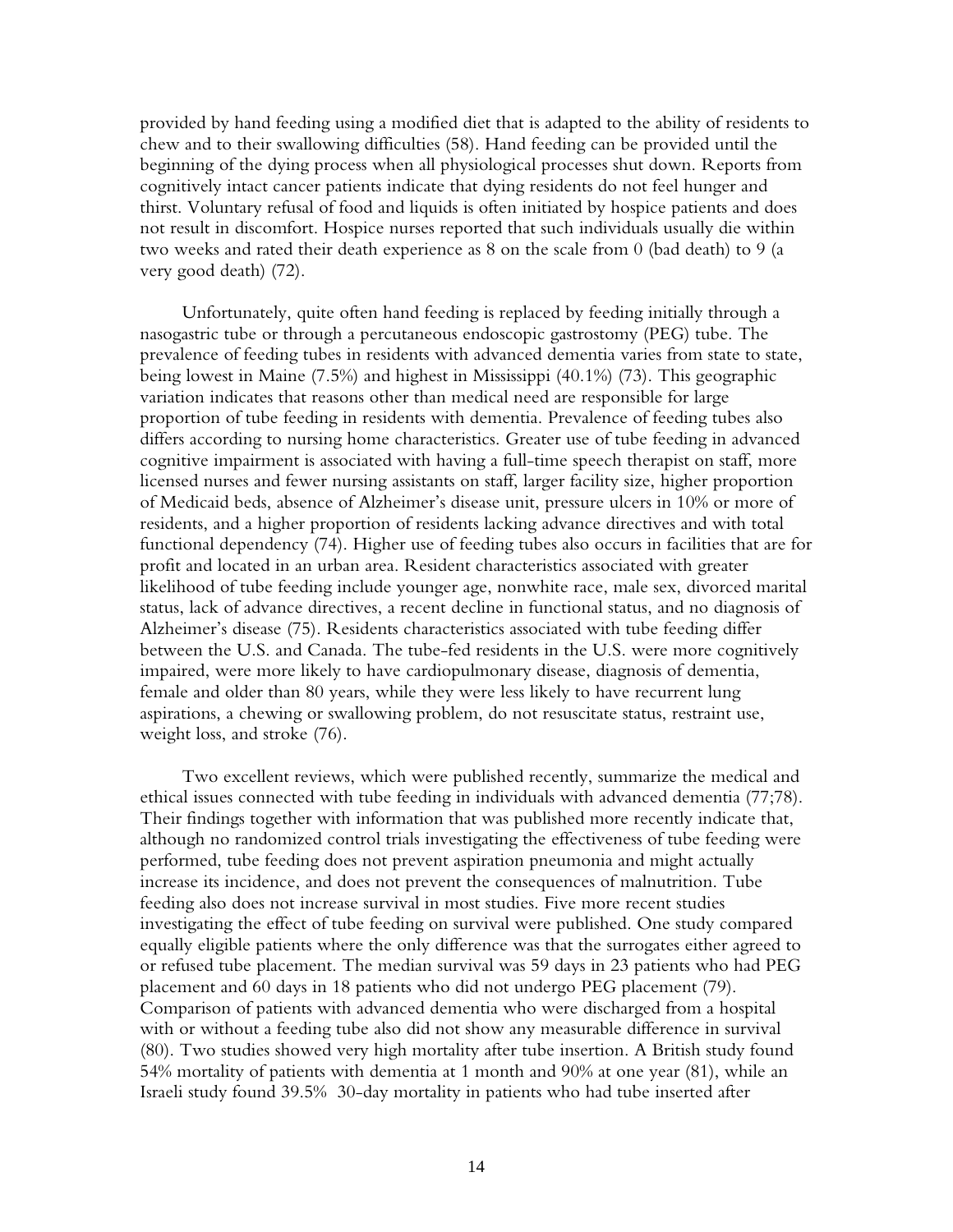provided by hand feeding using a modified diet that is adapted to the ability of residents to chew and to their swallowing difficulties (58). Hand feeding can be provided until the beginning of the dying process when all physiological processes shut down. Reports from cognitively intact cancer patients indicate that dying residents do not feel hunger and thirst. Voluntary refusal of food and liquids is often initiated by hospice patients and does not result in discomfort. Hospice nurses reported that such individuals usually die within two weeks and rated their death experience as 8 on the scale from 0 (bad death) to 9 (a very good death) (72).

Unfortunately, quite often hand feeding is replaced by feeding initially through a nasogastric tube or through a percutaneous endoscopic gastrostomy (PEG) tube. The prevalence of feeding tubes in residents with advanced dementia varies from state to state, being lowest in Maine (7.5%) and highest in Mississippi (40.1%) (73). This geographic variation indicates that reasons other than medical need are responsible for large proportion of tube feeding in residents with dementia. Prevalence of feeding tubes also differs according to nursing home characteristics. Greater use of tube feeding in advanced cognitive impairment is associated with having a full-time speech therapist on staff, more licensed nurses and fewer nursing assistants on staff, larger facility size, higher proportion of Medicaid beds, absence of Alzheimer's disease unit, pressure ulcers in 10% or more of residents, and a higher proportion of residents lacking advance directives and with total functional dependency (74). Higher use of feeding tubes also occurs in facilities that are for profit and located in an urban area. Resident characteristics associated with greater likelihood of tube feeding include younger age, nonwhite race, male sex, divorced marital status, lack of advance directives, a recent decline in functional status, and no diagnosis of Alzheimer's disease (75). Residents characteristics associated with tube feeding differ between the U.S. and Canada. The tube-fed residents in the U.S. were more cognitively impaired, were more likely to have cardiopulmonary disease, diagnosis of dementia, female and older than 80 years, while they were less likely to have recurrent lung aspirations, a chewing or swallowing problem, do not resuscitate status, restraint use, weight loss, and stroke (76).

Two excellent reviews, which were published recently, summarize the medical and ethical issues connected with tube feeding in individuals with advanced dementia (77;78). Their findings together with information that was published more recently indicate that, although no randomized control trials investigating the effectiveness of tube feeding were performed, tube feeding does not prevent aspiration pneumonia and might actually increase its incidence, and does not prevent the consequences of malnutrition. Tube feeding also does not increase survival in most studies. Five more recent studies investigating the effect of tube feeding on survival were published. One study compared equally eligible patients where the only difference was that the surrogates either agreed to or refused tube placement. The median survival was 59 days in 23 patients who had PEG placement and 60 days in 18 patients who did not undergo PEG placement (79). Comparison of patients with advanced dementia who were discharged from a hospital with or without a feeding tube also did not show any measurable difference in survival (80). Two studies showed very high mortality after tube insertion. A British study found 54% mortality of patients with dementia at 1 month and 90% at one year (81), while an Israeli study found 39.5% 30-day mortality in patients who had tube inserted after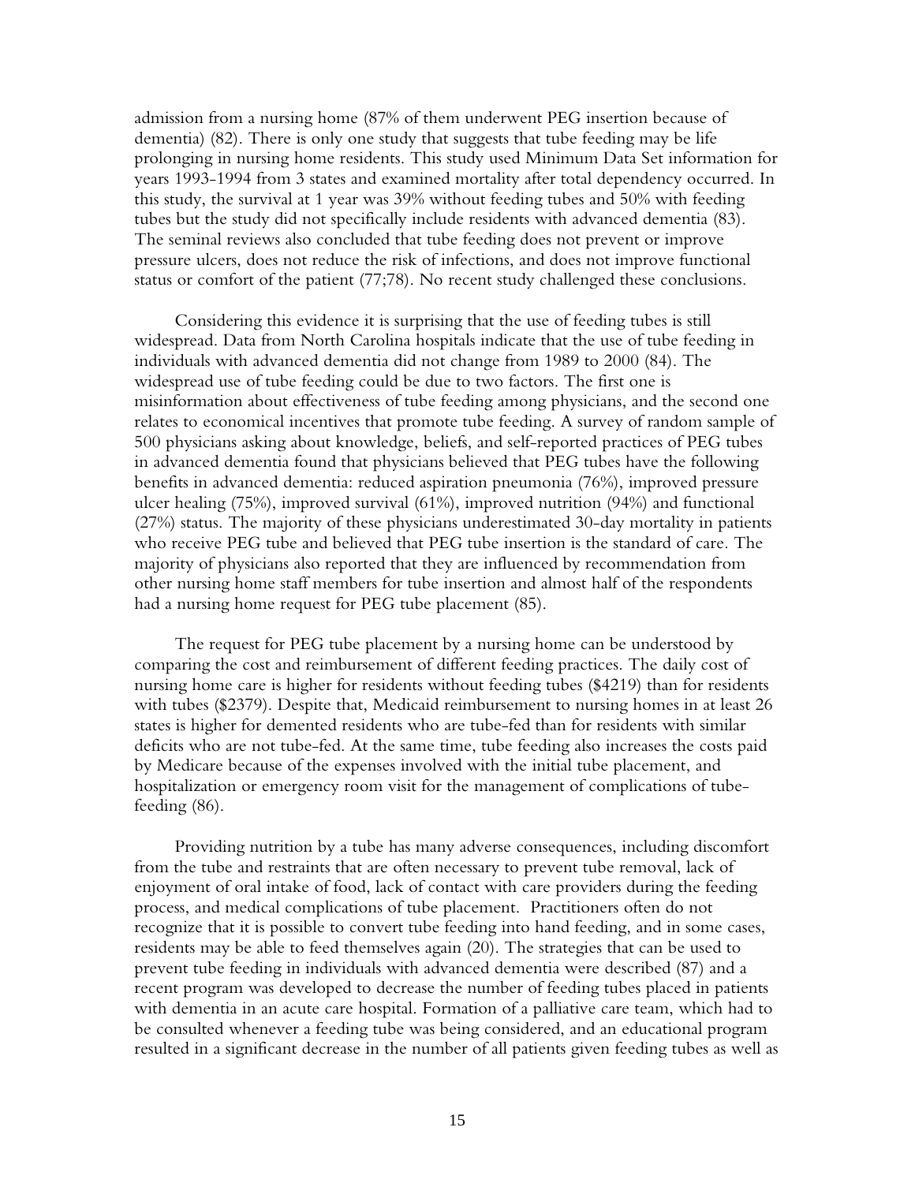admission from a nursing home (87% of them underwent PEG insertion because of dementia) (82). There is only one study that suggests that tube feeding may be life prolonging in nursing home residents. This study used Minimum Data Set information for years 1993-1994 from 3 states and examined mortality after total dependency occurred. In this study, the survival at 1 year was 39% without feeding tubes and 50% with feeding tubes but the study did not specifically include residents with advanced dementia (83). The seminal reviews also concluded that tube feeding does not prevent or improve pressure ulcers, does not reduce the risk of infections, and does not improve functional status or comfort of the patient (77;78). No recent study challenged these conclusions.

Considering this evidence it is surprising that the use of feeding tubes is still widespread. Data from North Carolina hospitals indicate that the use of tube feeding in individuals with advanced dementia did not change from 1989 to 2000 (84). The widespread use of tube feeding could be due to two factors. The first one is misinformation about effectiveness of tube feeding among physicians, and the second one relates to economical incentives that promote tube feeding. A survey of random sample of 500 physicians asking about knowledge, beliefs, and self-reported practices of PEG tubes in advanced dementia found that physicians believed that PEG tubes have the following benefits in advanced dementia: reduced aspiration pneumonia (76%), improved pressure ulcer healing (75%), improved survival (61%), improved nutrition (94%) and functional (27%) status. The majority of these physicians underestimated 30-day mortality in patients who receive PEG tube and believed that PEG tube insertion is the standard of care. The majority of physicians also reported that they are influenced by recommendation from other nursing home staff members for tube insertion and almost half of the respondents had a nursing home request for PEG tube placement (85).

The request for PEG tube placement by a nursing home can be understood by comparing the cost and reimbursement of different feeding practices. The daily cost of nursing home care is higher for residents without feeding tubes ($4219) than for residents with tubes ($2379). Despite that, Medicaid reimbursement to nursing homes in at least 26 states is higher for demented residents who are tube-fed than for residents with similar deficits who are not tube-fed. At the same time, tube feeding also increases the costs paid by Medicare because of the expenses involved with the initial tube placement, and hospitalization or emergency room visit for the management of complications of tube-feeding (86).

Providing nutrition by a tube has many adverse consequences, including discomfort from the tube and restraints that are often necessary to prevent tube removal, lack of enjoyment of oral intake of food, lack of contact with care providers during the feeding process, and medical complications of tube placement. Practitioners often do not recognize that it is possible to convert tube feeding into hand feeding, and in some cases, residents may be able to feed themselves again (20). The strategies that can be used to prevent tube feeding in individuals with advanced dementia were described (87) and a recent program was developed to decrease the number of feeding tubes placed in patients with dementia in an acute care hospital. Formation of a palliative care team, which had to be consulted whenever a feeding tube was being considered, and an educational program resulted in a significant decrease in the number of all patients given feeding tubes as well as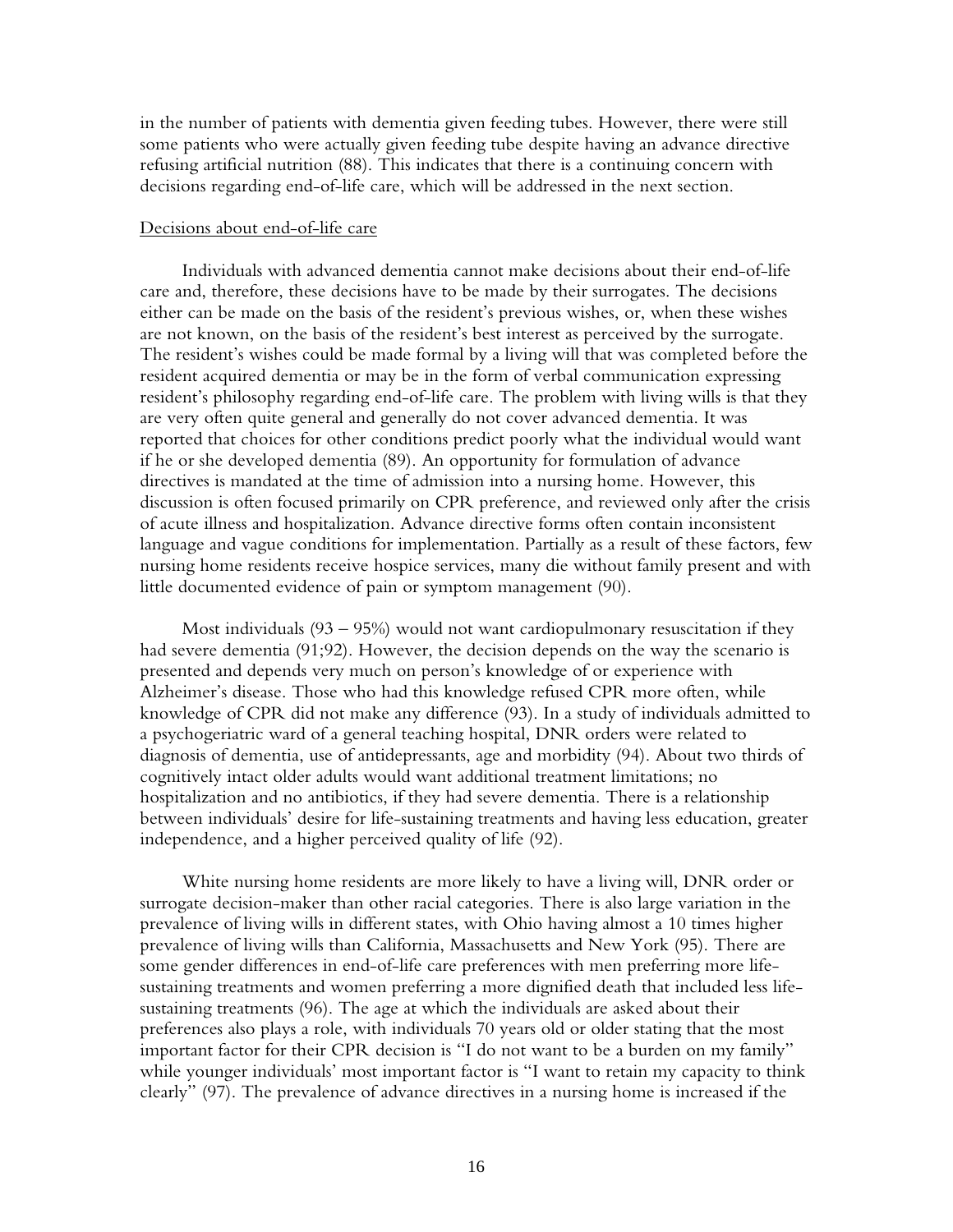in the number of patients with dementia given feeding tubes. However, there were still some patients who were actually given feeding tube despite having an advance directive refusing artificial nutrition (88). This indicates that there is a continuing concern with decisions regarding end-of-life care, which will be addressed in the next section.

Decisions about end-of-life care

Individuals with advanced dementia cannot make decisions about their end-of-life care and, therefore, these decisions have to be made by their surrogates. The decisions either can be made on the basis of the resident's previous wishes, or, when these wishes are not known, on the basis of the resident's best interest as perceived by the surrogate. The resident's wishes could be made formal by a living will that was completed before the resident acquired dementia or may be in the form of verbal communication expressing resident's philosophy regarding end-of-life care. The problem with living wills is that they are very often quite general and generally do not cover advanced dementia. It was reported that choices for other conditions predict poorly what the individual would want if he or she developed dementia (89). An opportunity for formulation of advance directives is mandated at the time of admission into a nursing home. However, this discussion is often focused primarily on CPR preference, and reviewed only after the crisis of acute illness and hospitalization. Advance directive forms often contain inconsistent language and vague conditions for implementation. Partially as a result of these factors, few nursing home residents receive hospice services, many die without family present and with little documented evidence of pain or symptom management (90).

Most individuals (93 – 95%) would not want cardiopulmonary resuscitation if they had severe dementia (91;92). However, the decision depends on the way the scenario is presented and depends very much on person's knowledge of or experience with Alzheimer's disease. Those who had this knowledge refused CPR more often, while knowledge of CPR did not make any difference (93). In a study of individuals admitted to a psychogeriatric ward of a general teaching hospital, DNR orders were related to diagnosis of dementia, use of antidepressants, age and morbidity (94). About two thirds of cognitively intact older adults would want additional treatment limitations; no hospitalization and no antibiotics, if they had severe dementia. There is a relationship between individuals' desire for life-sustaining treatments and having less education, greater independence, and a higher perceived quality of life (92).

White nursing home residents are more likely to have a living will, DNR order or surrogate decision-maker than other racial categories. There is also large variation in the prevalence of living wills in different states, with Ohio having almost a 10 times higher prevalence of living wills than California, Massachusetts and New York (95). There are some gender differences in end-of-life care preferences with men preferring more life-sustaining treatments and women preferring a more dignified death that included less life-sustaining treatments (96). The age at which the individuals are asked about their preferences also plays a role, with individuals 70 years old or older stating that the most important factor for their CPR decision is "I do not want to be a burden on my family" while younger individuals' most important factor is "I want to retain my capacity to think clearly" (97). The prevalence of advance directives in a nursing home is increased if the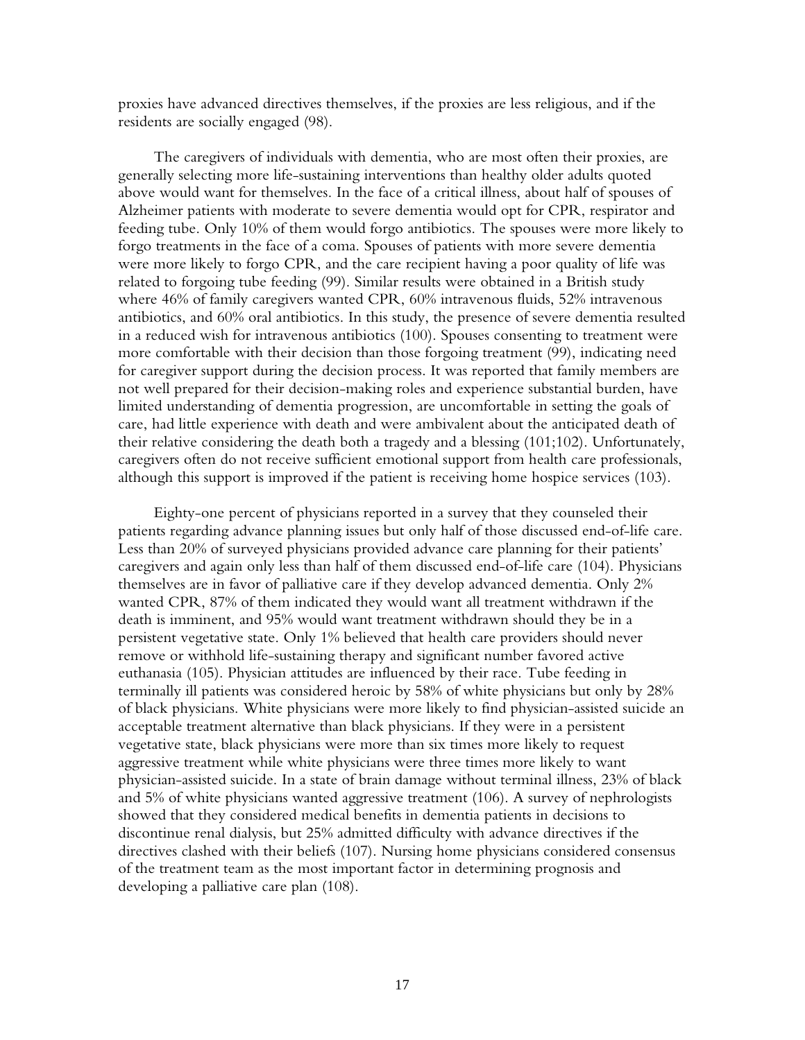proxies have advanced directives themselves, if the proxies are less religious, and if the residents are socially engaged (98).

The caregivers of individuals with dementia, who are most often their proxies, are generally selecting more life-sustaining interventions than healthy older adults quoted above would want for themselves. In the face of a critical illness, about half of spouses of Alzheimer patients with moderate to severe dementia would opt for CPR, respirator and feeding tube. Only 10% of them would forgo antibiotics. The spouses were more likely to forgo treatments in the face of a coma. Spouses of patients with more severe dementia were more likely to forgo CPR, and the care recipient having a poor quality of life was related to forgoing tube feeding (99). Similar results were obtained in a British study where 46% of family caregivers wanted CPR, 60% intravenous fluids, 52% intravenous antibiotics, and 60% oral antibiotics. In this study, the presence of severe dementia resulted in a reduced wish for intravenous antibiotics (100). Spouses consenting to treatment were more comfortable with their decision than those forgoing treatment (99), indicating need for caregiver support during the decision process. It was reported that family members are not well prepared for their decision-making roles and experience substantial burden, have limited understanding of dementia progression, are uncomfortable in setting the goals of care, had little experience with death and were ambivalent about the anticipated death of their relative considering the death both a tragedy and a blessing (101;102). Unfortunately, caregivers often do not receive sufficient emotional support from health care professionals, although this support is improved if the patient is receiving home hospice services (103).

Eighty-one percent of physicians reported in a survey that they counseled their patients regarding advance planning issues but only half of those discussed end-of-life care. Less than 20% of surveyed physicians provided advance care planning for their patients' caregivers and again only less than half of them discussed end-of-life care (104). Physicians themselves are in favor of palliative care if they develop advanced dementia. Only 2% wanted CPR, 87% of them indicated they would want all treatment withdrawn if the death is imminent, and 95% would want treatment withdrawn should they be in a persistent vegetative state. Only 1% believed that health care providers should never remove or withhold life-sustaining therapy and significant number favored active euthanasia (105). Physician attitudes are influenced by their race. Tube feeding in terminally ill patients was considered heroic by 58% of white physicians but only by 28% of black physicians. White physicians were more likely to find physician-assisted suicide an acceptable treatment alternative than black physicians. If they were in a persistent vegetative state, black physicians were more than six times more likely to request aggressive treatment while white physicians were three times more likely to want physician-assisted suicide. In a state of brain damage without terminal illness, 23% of black and 5% of white physicians wanted aggressive treatment (106). A survey of nephrologists showed that they considered medical benefits in dementia patients in decisions to discontinue renal dialysis, but 25% admitted difficulty with advance directives if the directives clashed with their beliefs (107). Nursing home physicians considered consensus of the treatment team as the most important factor in determining prognosis and developing a palliative care plan (108).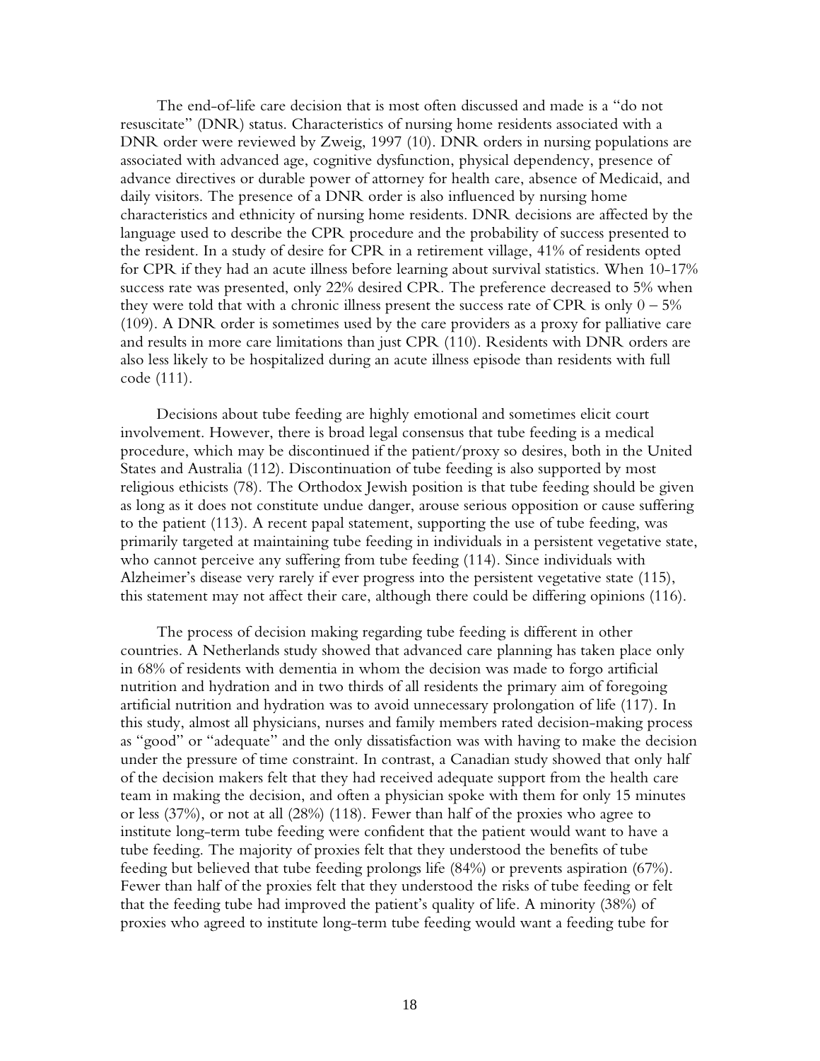The end-of-life care decision that is most often discussed and made is a "do not resuscitate" (DNR) status. Characteristics of nursing home residents associated with a DNR order were reviewed by Zweig, 1997 (10). DNR orders in nursing populations are associated with advanced age, cognitive dysfunction, physical dependency, presence of advance directives or durable power of attorney for health care, absence of Medicaid, and daily visitors. The presence of a DNR order is also influenced by nursing home characteristics and ethnicity of nursing home residents. DNR decisions are affected by the language used to describe the CPR procedure and the probability of success presented to the resident. In a study of desire for CPR in a retirement village, 41% of residents opted for CPR if they had an acute illness before learning about survival statistics. When 10-17% success rate was presented, only 22% desired CPR. The preference decreased to 5% when they were told that with a chronic illness present the success rate of CPR is only 0 – 5% (109). A DNR order is sometimes used by the care providers as a proxy for palliative care and results in more care limitations than just CPR (110). Residents with DNR orders are also less likely to be hospitalized during an acute illness episode than residents with full code (111).

Decisions about tube feeding are highly emotional and sometimes elicit court involvement. However, there is broad legal consensus that tube feeding is a medical procedure, which may be discontinued if the patient/proxy so desires, both in the United States and Australia (112). Discontinuation of tube feeding is also supported by most religious ethicists (78). The Orthodox Jewish position is that tube feeding should be given as long as it does not constitute undue danger, arouse serious opposition or cause suffering to the patient (113). A recent papal statement, supporting the use of tube feeding, was primarily targeted at maintaining tube feeding in individuals in a persistent vegetative state, who cannot perceive any suffering from tube feeding (114). Since individuals with Alzheimer's disease very rarely if ever progress into the persistent vegetative state (115), this statement may not affect their care, although there could be differing opinions (116).

The process of decision making regarding tube feeding is different in other countries. A Netherlands study showed that advanced care planning has taken place only in 68% of residents with dementia in whom the decision was made to forgo artificial nutrition and hydration and in two thirds of all residents the primary aim of foregoing artificial nutrition and hydration was to avoid unnecessary prolongation of life (117). In this study, almost all physicians, nurses and family members rated decision-making process as "good" or "adequate" and the only dissatisfaction was with having to make the decision under the pressure of time constraint. In contrast, a Canadian study showed that only half of the decision makers felt that they had received adequate support from the health care team in making the decision, and often a physician spoke with them for only 15 minutes or less (37%), or not at all (28%) (118). Fewer than half of the proxies who agree to institute long-term tube feeding were confident that the patient would want to have a tube feeding. The majority of proxies felt that they understood the benefits of tube feeding but believed that tube feeding prolongs life (84%) or prevents aspiration (67%). Fewer than half of the proxies felt that they understood the risks of tube feeding or felt that the feeding tube had improved the patient's quality of life. A minority (38%) of proxies who agreed to institute long-term tube feeding would want a feeding tube for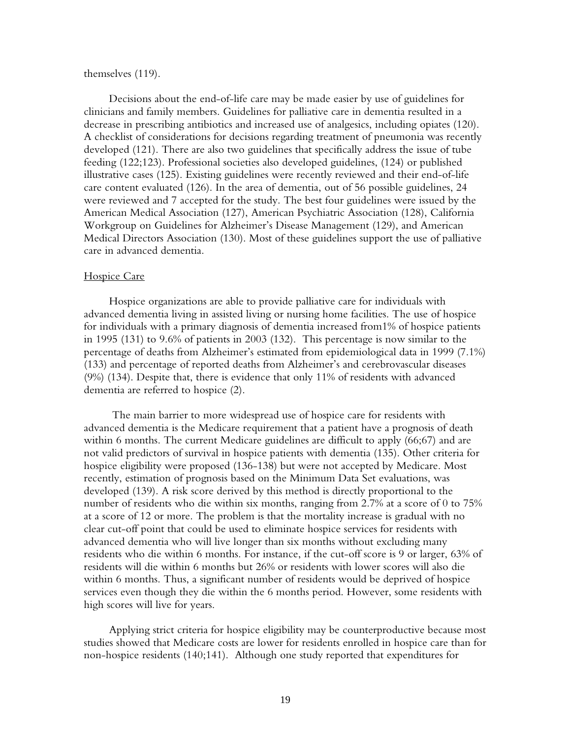themselves (119).

Decisions about the end-of-life care may be made easier by use of guidelines for clinicians and family members. Guidelines for palliative care in dementia resulted in a decrease in prescribing antibiotics and increased use of analgesics, including opiates (120). A checklist of considerations for decisions regarding treatment of pneumonia was recently developed (121). There are also two guidelines that specifically address the issue of tube feeding (122;123). Professional societies also developed guidelines, (124) or published illustrative cases (125). Existing guidelines were recently reviewed and their end-of-life care content evaluated (126). In the area of dementia, out of 56 possible guidelines, 24 were reviewed and 7 accepted for the study. The best four guidelines were issued by the American Medical Association (127), American Psychiatric Association (128), California Workgroup on Guidelines for Alzheimer's Disease Management (129), and American Medical Directors Association (130). Most of these guidelines support the use of palliative care in advanced dementia.

## Hospice Care

Hospice organizations are able to provide palliative care for individuals with advanced dementia living in assisted living or nursing home facilities. The use of hospice for individuals with a primary diagnosis of dementia increased from1% of hospice patients in 1995 (131) to 9.6% of patients in 2003 (132). This percentage is now similar to the percentage of deaths from Alzheimer's estimated from epidemiological data in 1999 (7.1%) (133) and percentage of reported deaths from Alzheimer's and cerebrovascular diseases (9%) (134). Despite that, there is evidence that only 11% of residents with advanced dementia are referred to hospice (2).

The main barrier to more widespread use of hospice care for residents with advanced dementia is the Medicare requirement that a patient have a prognosis of death within 6 months. The current Medicare guidelines are difficult to apply (66;67) and are not valid predictors of survival in hospice patients with dementia (135). Other criteria for hospice eligibility were proposed (136-138) but were not accepted by Medicare. Most recently, estimation of prognosis based on the Minimum Data Set evaluations, was developed (139). A risk score derived by this method is directly proportional to the number of residents who die within six months, ranging from 2.7% at a score of 0 to 75% at a score of 12 or more. The problem is that the mortality increase is gradual with no clear cut-off point that could be used to eliminate hospice services for residents with advanced dementia who will live longer than six months without excluding many residents who die within 6 months. For instance, if the cut-off score is 9 or larger, 63% of residents will die within 6 months but 26% or residents with lower scores will also die within 6 months. Thus, a significant number of residents would be deprived of hospice services even though they die within the 6 months period. However, some residents with high scores will live for years.

Applying strict criteria for hospice eligibility may be counterproductive because most studies showed that Medicare costs are lower for residents enrolled in hospice care than for non-hospice residents (140;141). Although one study reported that expenditures for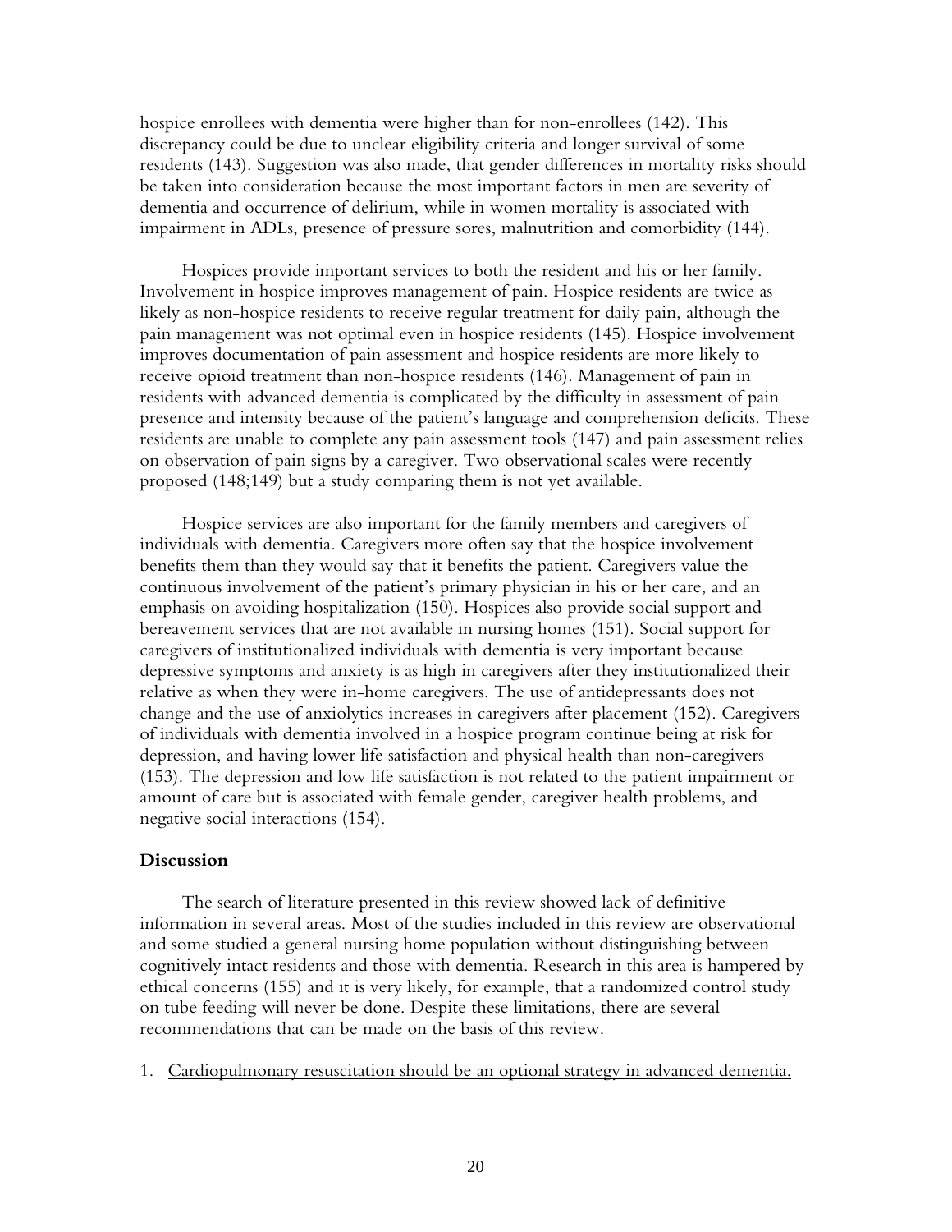hospice enrollees with dementia were higher than for non-enrollees (142). This discrepancy could be due to unclear eligibility criteria and longer survival of some residents (143). Suggestion was also made, that gender differences in mortality risks should be taken into consideration because the most important factors in men are severity of dementia and occurrence of delirium, while in women mortality is associated with impairment in ADLs, presence of pressure sores, malnutrition and comorbidity (144).

Hospices provide important services to both the resident and his or her family. Involvement in hospice improves management of pain. Hospice residents are twice as likely as non-hospice residents to receive regular treatment for daily pain, although the pain management was not optimal even in hospice residents (145). Hospice involvement improves documentation of pain assessment and hospice residents are more likely to receive opioid treatment than non-hospice residents (146). Management of pain in residents with advanced dementia is complicated by the difficulty in assessment of pain presence and intensity because of the patient's language and comprehension deficits. These residents are unable to complete any pain assessment tools (147) and pain assessment relies on observation of pain signs by a caregiver. Two observational scales were recently proposed (148;149) but a study comparing them is not yet available.

Hospice services are also important for the family members and caregivers of individuals with dementia. Caregivers more often say that the hospice involvement benefits them than they would say that it benefits the patient. Caregivers value the continuous involvement of the patient's primary physician in his or her care, and an emphasis on avoiding hospitalization (150). Hospices also provide social support and bereavement services that are not available in nursing homes (151). Social support for caregivers of institutionalized individuals with dementia is very important because depressive symptoms and anxiety is as high in caregivers after they institutionalized their relative as when they were in-home caregivers. The use of antidepressants does not change and the use of anxiolytics increases in caregivers after placement (152). Caregivers of individuals with dementia involved in a hospice program continue being at risk for depression, and having lower life satisfaction and physical health than non-caregivers (153). The depression and low life satisfaction is not related to the patient impairment or amount of care but is associated with female gender, caregiver health problems, and negative social interactions (154).

## Discussion

The search of literature presented in this review showed lack of definitive information in several areas. Most of the studies included in this review are observational and some studied a general nursing home population without distinguishing between cognitively intact residents and those with dementia. Research in this area is hampered by ethical concerns (155) and it is very likely, for example, that a randomized control study on tube feeding will never be done. Despite these limitations, there are several recommendations that can be made on the basis of this review.

1. <u>Cardiopulmonary resuscitation should be an optional strategy in advanced dementia.</u>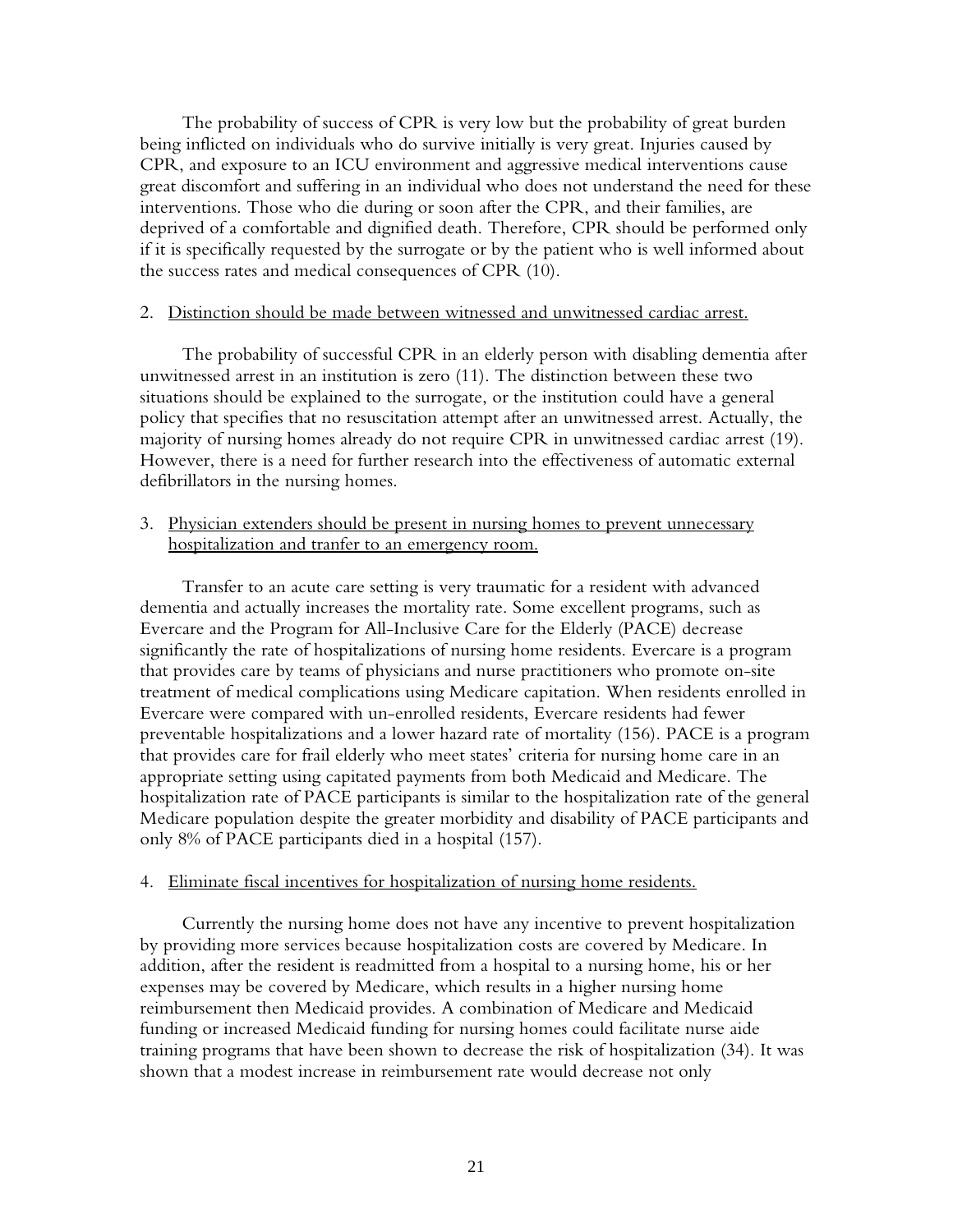The probability of success of CPR is very low but the probability of great burden being inflicted on individuals who do survive initially is very great. Injuries caused by CPR, and exposure to an ICU environment and aggressive medical interventions cause great discomfort and suffering in an individual who does not understand the need for these interventions. Those who die during or soon after the CPR, and their families, are deprived of a comfortable and dignified death. Therefore, CPR should be performed only if it is specifically requested by the surrogate or by the patient who is well informed about the success rates and medical consequences of CPR (10).

2. <u>Distinction should be made between witnessed and unwitnessed cardiac arrest.</u>

The probability of successful CPR in an elderly person with disabling dementia after unwitnessed arrest in an institution is zero (11). The distinction between these two situations should be explained to the surrogate, or the institution could have a general policy that specifies that no resuscitation attempt after an unwitnessed arrest. Actually, the majority of nursing homes already do not require CPR in unwitnessed cardiac arrest (19). However, there is a need for further research into the effectiveness of automatic external defibrillators in the nursing homes.

3. <u>Physician extenders should be present in nursing homes to prevent unnecessary hospitalization and tranfer to an emergency room.</u>

Transfer to an acute care setting is very traumatic for a resident with advanced dementia and actually increases the mortality rate. Some excellent programs, such as Evercare and the Program for All-Inclusive Care for the Elderly (PACE) decrease significantly the rate of hospitalizations of nursing home residents. Evercare is a program that provides care by teams of physicians and nurse practitioners who promote on-site treatment of medical complications using Medicare capitation. When residents enrolled in Evercare were compared with un-enrolled residents, Evercare residents had fewer preventable hospitalizations and a lower hazard rate of mortality (156). PACE is a program that provides care for frail elderly who meet states' criteria for nursing home care in an appropriate setting using capitated payments from both Medicaid and Medicare. The hospitalization rate of PACE participants is similar to the hospitalization rate of the general Medicare population despite the greater morbidity and disability of PACE participants and only 8% of PACE participants died in a hospital (157).

4. <u>Eliminate fiscal incentives for hospitalization of nursing home residents.</u>

Currently the nursing home does not have any incentive to prevent hospitalization by providing more services because hospitalization costs are covered by Medicare. In addition, after the resident is readmitted from a hospital to a nursing home, his or her expenses may be covered by Medicare, which results in a higher nursing home reimbursement then Medicaid provides. A combination of Medicare and Medicaid funding or increased Medicaid funding for nursing homes could facilitate nurse aide training programs that have been shown to decrease the risk of hospitalization (34). It was shown that a modest increase in reimbursement rate would decrease not only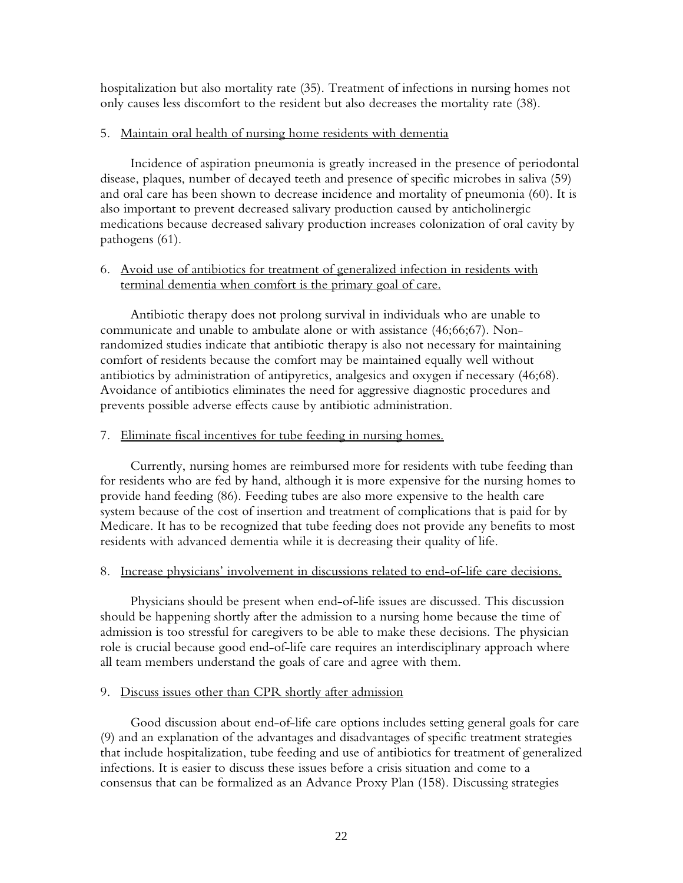hospitalization but also mortality rate (35). Treatment of infections in nursing homes not only causes less discomfort to the resident but also decreases the mortality rate (38).

5. <u>Maintain oral health of nursing home residents with dementia</u>

Incidence of aspiration pneumonia is greatly increased in the presence of periodontal disease, plaques, number of decayed teeth and presence of specific microbes in saliva (59) and oral care has been shown to decrease incidence and mortality of pneumonia (60). It is also important to prevent decreased salivary production caused by anticholinergic medications because decreased salivary production increases colonization of oral cavity by pathogens (61).

6. <u>Avoid use of antibiotics for treatment of generalized infection in residents with terminal dementia when comfort is the primary goal of care.</u>

Antibiotic therapy does not prolong survival in individuals who are unable to communicate and unable to ambulate alone or with assistance (46;66;67). Non-randomized studies indicate that antibiotic therapy is also not necessary for maintaining comfort of residents because the comfort may be maintained equally well without antibiotics by administration of antipyretics, analgesics and oxygen if necessary (46;68). Avoidance of antibiotics eliminates the need for aggressive diagnostic procedures and prevents possible adverse effects cause by antibiotic administration.

7. <u>Eliminate fiscal incentives for tube feeding in nursing homes.</u>

Currently, nursing homes are reimbursed more for residents with tube feeding than for residents who are fed by hand, although it is more expensive for the nursing homes to provide hand feeding (86). Feeding tubes are also more expensive to the health care system because of the cost of insertion and treatment of complications that is paid for by Medicare. It has to be recognized that tube feeding does not provide any benefits to most residents with advanced dementia while it is decreasing their quality of life.

8. <u>Increase physicians' involvement in discussions related to end-of-life care decisions.</u>

Physicians should be present when end-of-life issues are discussed. This discussion should be happening shortly after the admission to a nursing home because the time of admission is too stressful for caregivers to be able to make these decisions. The physician role is crucial because good end-of-life care requires an interdisciplinary approach where all team members understand the goals of care and agree with them.

9. <u>Discuss issues other than CPR shortly after admission</u>

Good discussion about end-of-life care options includes setting general goals for care (9) and an explanation of the advantages and disadvantages of specific treatment strategies that include hospitalization, tube feeding and use of antibiotics for treatment of generalized infections. It is easier to discuss these issues before a crisis situation and come to a consensus that can be formalized as an Advance Proxy Plan (158). Discussing strategies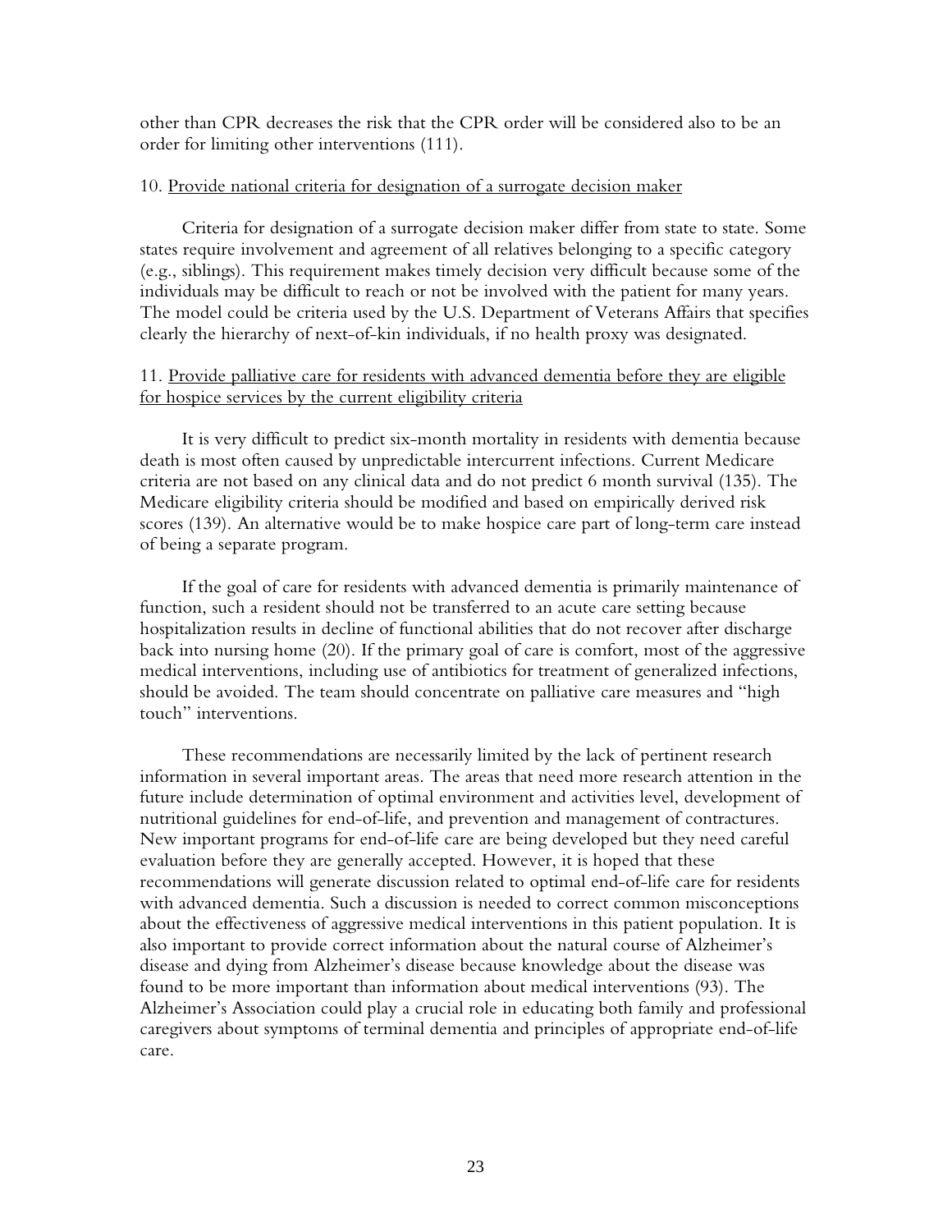other than CPR decreases the risk that the CPR order will be considered also to be an order for limiting other interventions (111).

10. <u>Provide national criteria for designation of a surrogate decision maker</u>

Criteria for designation of a surrogate decision maker differ from state to state. Some states require involvement and agreement of all relatives belonging to a specific category (e.g., siblings). This requirement makes timely decision very difficult because some of the individuals may be difficult to reach or not be involved with the patient for many years. The model could be criteria used by the U.S. Department of Veterans Affairs that specifies clearly the hierarchy of next-of-kin individuals, if no health proxy was designated.

11. <u>Provide palliative care for residents with advanced dementia before they are eligible for hospice services by the current eligibility criteria</u>

It is very difficult to predict six-month mortality in residents with dementia because death is most often caused by unpredictable intercurrent infections. Current Medicare criteria are not based on any clinical data and do not predict 6 month survival (135). The Medicare eligibility criteria should be modified and based on empirically derived risk scores (139). An alternative would be to make hospice care part of long-term care instead of being a separate program.

If the goal of care for residents with advanced dementia is primarily maintenance of function, such a resident should not be transferred to an acute care setting because hospitalization results in decline of functional abilities that do not recover after discharge back into nursing home (20). If the primary goal of care is comfort, most of the aggressive medical interventions, including use of antibiotics for treatment of generalized infections, should be avoided. The team should concentrate on palliative care measures and "high touch" interventions.

These recommendations are necessarily limited by the lack of pertinent research information in several important areas. The areas that need more research attention in the future include determination of optimal environment and activities level, development of nutritional guidelines for end-of-life, and prevention and management of contractures. New important programs for end-of-life care are being developed but they need careful evaluation before they are generally accepted. However, it is hoped that these recommendations will generate discussion related to optimal end-of-life care for residents with advanced dementia. Such a discussion is needed to correct common misconceptions about the effectiveness of aggressive medical interventions in this patient population. It is also important to provide correct information about the natural course of Alzheimer's disease and dying from Alzheimer's disease because knowledge about the disease was found to be more important than information about medical interventions (93). The Alzheimer's Association could play a crucial role in educating both family and professional caregivers about symptoms of terminal dementia and principles of appropriate end-of-life care.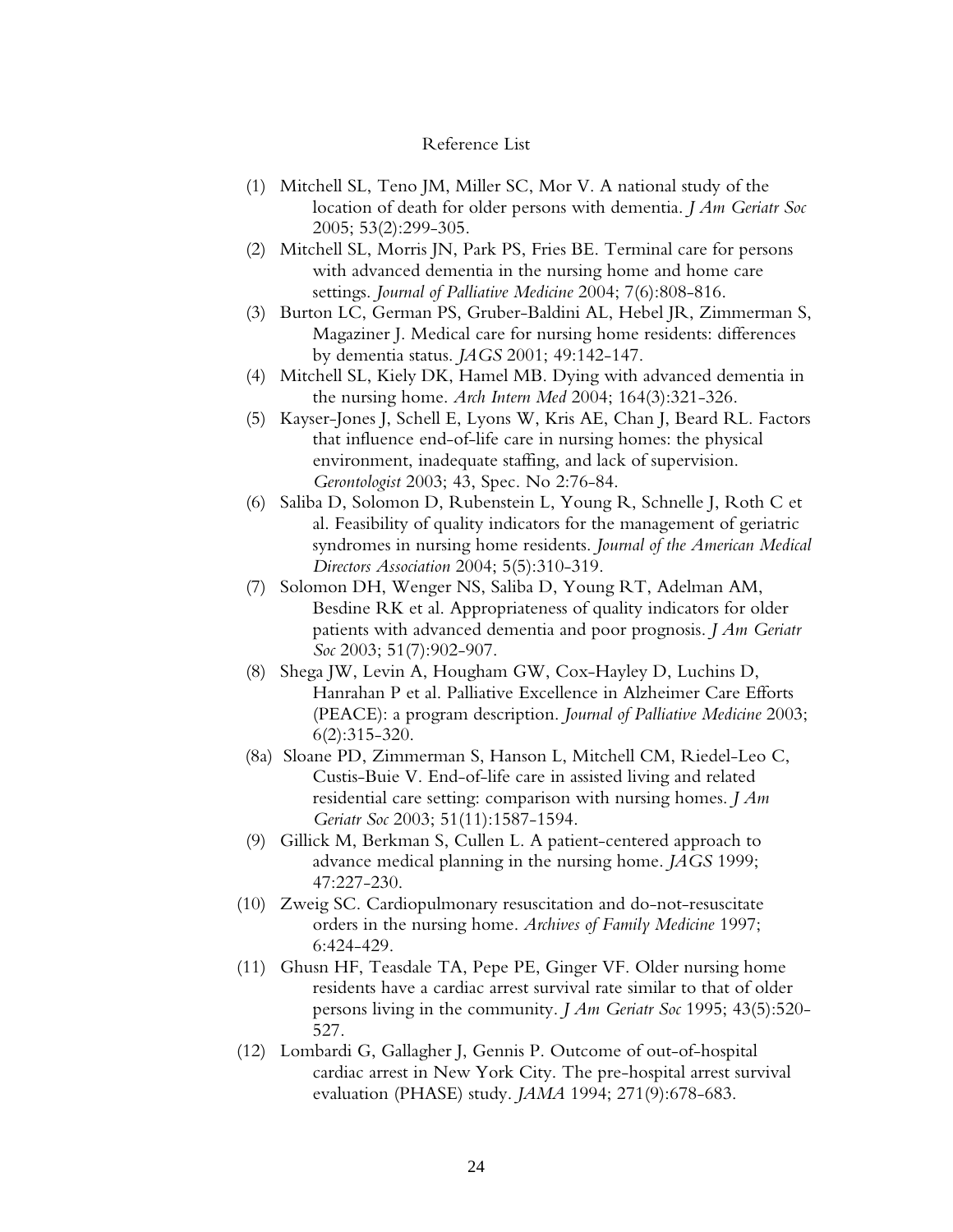# Reference List

(1) Mitchell SL, Teno JM, Miller SC, Mor V. A national study of the location of death for older persons with dementia. *J Am Geriatr Soc* 2005; 53(2):299-305.

(2) Mitchell SL, Morris JN, Park PS, Fries BE. Terminal care for persons with advanced dementia in the nursing home and home care settings. *Journal of Palliative Medicine* 2004; 7(6):808-816.

(3) Burton LC, German PS, Gruber-Baldini AL, Hebel JR, Zimmerman S, Magaziner J. Medical care for nursing home residents: differences by dementia status. *JAGS* 2001; 49:142-147.

(4) Mitchell SL, Kiely DK, Hamel MB. Dying with advanced dementia in the nursing home. *Arch Intern Med* 2004; 164(3):321-326.

(5) Kayser-Jones J, Schell E, Lyons W, Kris AE, Chan J, Beard RL. Factors that influence end-of-life care in nursing homes: the physical environment, inadequate staffing, and lack of supervision. *Gerontologist* 2003; 43, Spec. No 2:76-84.

(6) Saliba D, Solomon D, Rubenstein L, Young R, Schnelle J, Roth C et al. Feasibility of quality indicators for the management of geriatric syndromes in nursing home residents. *Journal of the American Medical Directors Association* 2004; 5(5):310-319.

(7) Solomon DH, Wenger NS, Saliba D, Young RT, Adelman AM, Besdine RK et al. Appropriateness of quality indicators for older patients with advanced dementia and poor prognosis. *J Am Geriatr Soc* 2003; 51(7):902-907.

(8) Shega JW, Levin A, Hougham GW, Cox-Hayley D, Luchins D, Hanrahan P et al. Palliative Excellence in Alzheimer Care Efforts (PEACE): a program description. *Journal of Palliative Medicine* 2003; 6(2):315-320.

(8a) Sloane PD, Zimmerman S, Hanson L, Mitchell CM, Riedel-Leo C, Custis-Buie V. End-of-life care in assisted living and related residential care setting: comparison with nursing homes. *J Am Geriatr Soc* 2003; 51(11):1587-1594.

(9) Gillick M, Berkman S, Cullen L. A patient-centered approach to advance medical planning in the nursing home. *JAGS* 1999; 47:227-230.

(10) Zweig SC. Cardiopulmonary resuscitation and do-not-resuscitate orders in the nursing home. *Archives of Family Medicine* 1997; 6:424-429.

(11) Ghusn HF, Teasdale TA, Pepe PE, Ginger VF. Older nursing home residents have a cardiac arrest survival rate similar to that of older persons living in the community. *J Am Geriatr Soc* 1995; 43(5):520-527.

(12) Lombardi G, Gallagher J, Gennis P. Outcome of out-of-hospital cardiac arrest in New York City. The pre-hospital arrest survival evaluation (PHASE) study. *JAMA* 1994; 271(9):678-683.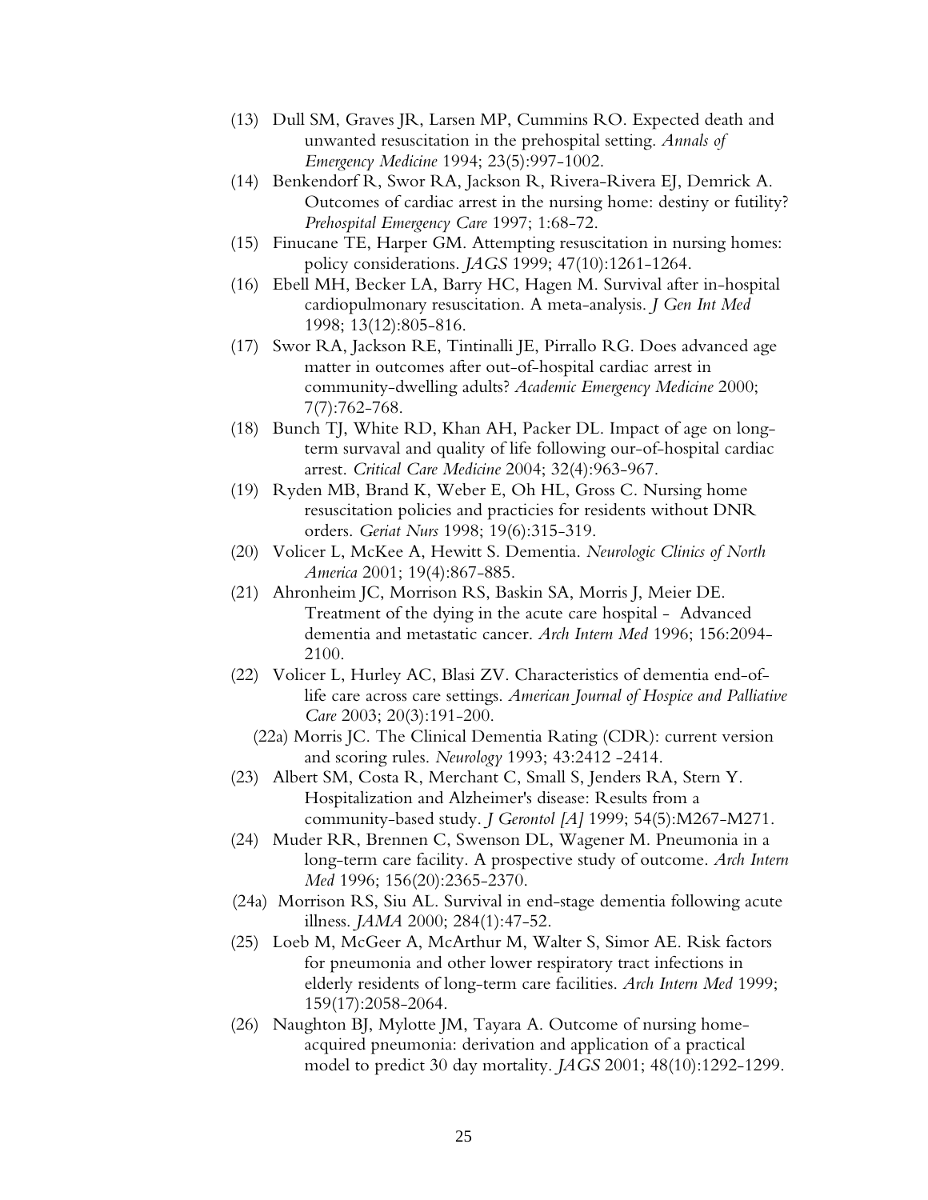(13) Dull SM, Graves JR, Larsen MP, Cummins RO. Expected death and unwanted resuscitation in the prehospital setting. *Annals of Emergency Medicine* 1994; 23(5):997-1002.

(14) Benkendorf R, Swor RA, Jackson R, Rivera-Rivera EJ, Demrick A. Outcomes of cardiac arrest in the nursing home: destiny or futility? *Prehospital Emergency Care* 1997; 1:68-72.

(15) Finucane TE, Harper GM. Attempting resuscitation in nursing homes: policy considerations. *JAGS* 1999; 47(10):1261-1264.

(16) Ebell MH, Becker LA, Barry HC, Hagen M. Survival after in-hospital cardiopulmonary resuscitation. A meta-analysis. *J Gen Int Med* 1998; 13(12):805-816.

(17) Swor RA, Jackson RE, Tintinalli JE, Pirrallo RG. Does advanced age matter in outcomes after out-of-hospital cardiac arrest in community-dwelling adults? *Academic Emergency Medicine* 2000; 7(7):762-768.

(18) Bunch TJ, White RD, Khan AH, Packer DL. Impact of age on long-term survaval and quality of life following our-of-hospital cardiac arrest. *Critical Care Medicine* 2004; 32(4):963-967.

(19) Ryden MB, Brand K, Weber E, Oh HL, Gross C. Nursing home resuscitation policies and practicies for residents without DNR orders. *Geriat Nurs* 1998; 19(6):315-319.

(20) Volicer L, McKee A, Hewitt S. Dementia. *Neurologic Clinics of North America* 2001; 19(4):867-885.

(21) Ahronheim JC, Morrison RS, Baskin SA, Morris J, Meier DE. Treatment of the dying in the acute care hospital - Advanced dementia and metastatic cancer. *Arch Intern Med* 1996; 156:2094-2100.

(22) Volicer L, Hurley AC, Blasi ZV. Characteristics of dementia end-of-life care across care settings. *American Journal of Hospice and Palliative Care* 2003; 20(3):191-200.

(22a) Morris JC. The Clinical Dementia Rating (CDR): current version and scoring rules. *Neurology* 1993; 43:2412 -2414.

(23) Albert SM, Costa R, Merchant C, Small S, Jenders RA, Stern Y. Hospitalization and Alzheimer's disease: Results from a community-based study. *J Gerontol [A]* 1999; 54(5):M267-M271.

(24) Muder RR, Brennen C, Swenson DL, Wagener M. Pneumonia in a long-term care facility. A prospective study of outcome. *Arch Intern Med* 1996; 156(20):2365-2370.

(24a) Morrison RS, Siu AL. Survival in end-stage dementia following acute illness. *JAMA* 2000; 284(1):47-52.

(25) Loeb M, McGeer A, McArthur M, Walter S, Simor AE. Risk factors for pneumonia and other lower respiratory tract infections in elderly residents of long-term care facilities. *Arch Intern Med* 1999; 159(17):2058-2064.

(26) Naughton BJ, Mylotte JM, Tayara A. Outcome of nursing home-acquired pneumonia: derivation and application of a practical model to predict 30 day mortality. *JAGS* 2001; 48(10):1292-1299.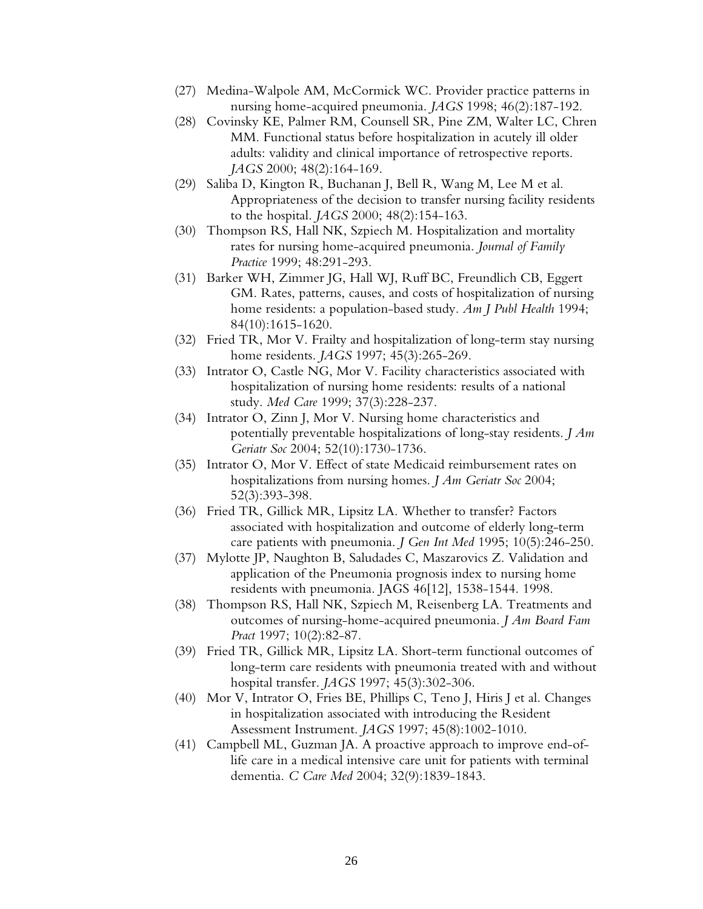(27) Medina-Walpole AM, McCormick WC. Provider practice patterns in nursing home-acquired pneumonia. *JAGS* 1998; 46(2):187-192.

(28) Covinsky KE, Palmer RM, Counsell SR, Pine ZM, Walter LC, Chren MM. Functional status before hospitalization in acutely ill older adults: validity and clinical importance of retrospective reports. *JAGS* 2000; 48(2):164-169.

(29) Saliba D, Kington R, Buchanan J, Bell R, Wang M, Lee M et al. Appropriateness of the decision to transfer nursing facility residents to the hospital. *JAGS* 2000; 48(2):154-163.

(30) Thompson RS, Hall NK, Szpiech M. Hospitalization and mortality rates for nursing home-acquired pneumonia. *Journal of Family Practice* 1999; 48:291-293.

(31) Barker WH, Zimmer JG, Hall WJ, Ruff BC, Freundlich CB, Eggert GM. Rates, patterns, causes, and costs of hospitalization of nursing home residents: a population-based study. *Am J Publ Health* 1994; 84(10):1615-1620.

(32) Fried TR, Mor V. Frailty and hospitalization of long-term stay nursing home residents. *JAGS* 1997; 45(3):265-269.

(33) Intrator O, Castle NG, Mor V. Facility characteristics associated with hospitalization of nursing home residents: results of a national study. *Med Care* 1999; 37(3):228-237.

(34) Intrator O, Zinn J, Mor V. Nursing home characteristics and potentially preventable hospitalizations of long-stay residents. *J Am Geriatr Soc* 2004; 52(10):1730-1736.

(35) Intrator O, Mor V. Effect of state Medicaid reimbursement rates on hospitalizations from nursing homes. *J Am Geriatr Soc* 2004; 52(3):393-398.

(36) Fried TR, Gillick MR, Lipsitz LA. Whether to transfer? Factors associated with hospitalization and outcome of elderly long-term care patients with pneumonia. *J Gen Int Med* 1995; 10(5):246-250.

(37) Mylotte JP, Naughton B, Saludades C, Maszarovics Z. Validation and application of the Pneumonia prognosis index to nursing home residents with pneumonia. JAGS 46[12], 1538-1544. 1998.

(38) Thompson RS, Hall NK, Szpiech M, Reisenberg LA. Treatments and outcomes of nursing-home-acquired pneumonia. *J Am Board Fam Pract* 1997; 10(2):82-87.

(39) Fried TR, Gillick MR, Lipsitz LA. Short-term functional outcomes of long-term care residents with pneumonia treated with and without hospital transfer. *JAGS* 1997; 45(3):302-306.

(40) Mor V, Intrator O, Fries BE, Phillips C, Teno J, Hiris J et al. Changes in hospitalization associated with introducing the Resident Assessment Instrument. *JAGS* 1997; 45(8):1002-1010.

(41) Campbell ML, Guzman JA. A proactive approach to improve end-of-life care in a medical intensive care unit for patients with terminal dementia. *C Care Med* 2004; 32(9):1839-1843.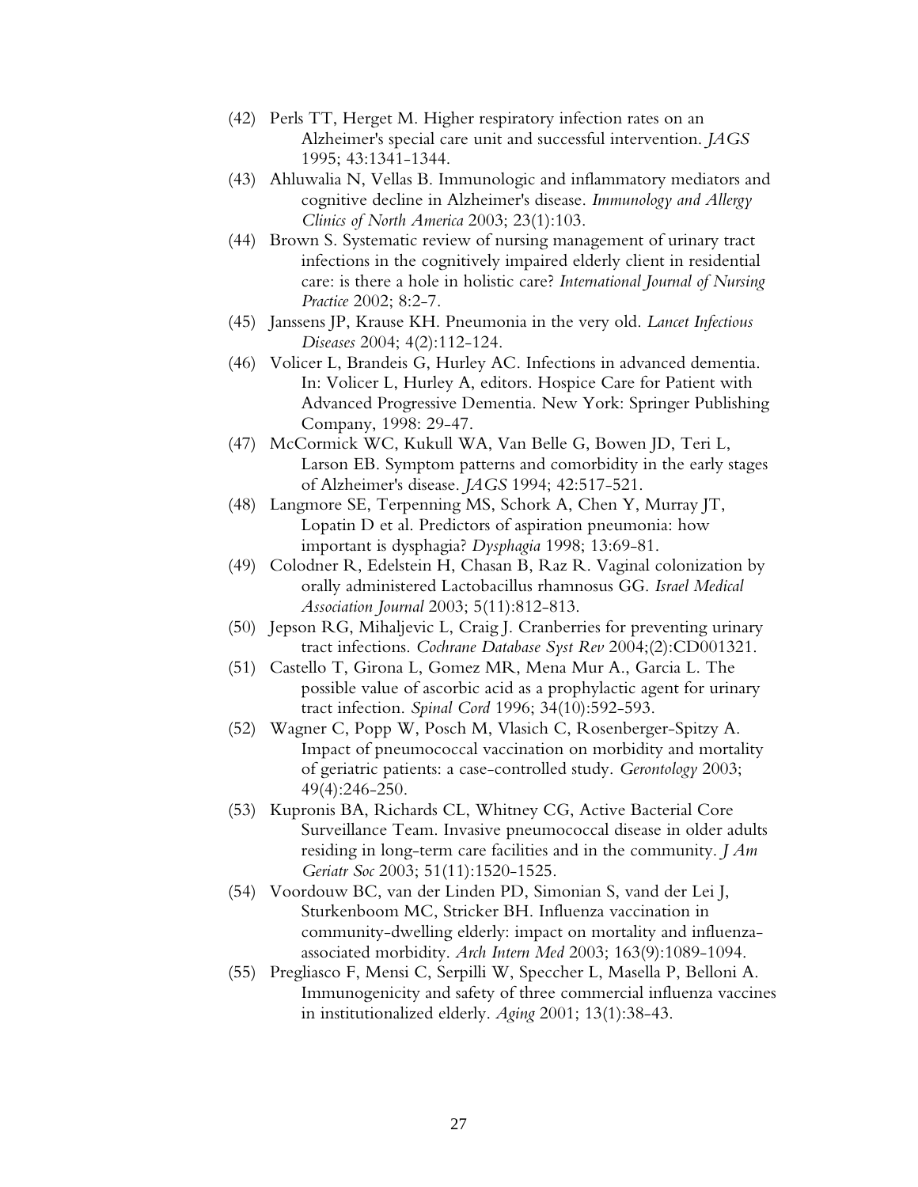(42) Perls TT, Herget M. Higher respiratory infection rates on an Alzheimer's special care unit and successful intervention. *JAGS* 1995; 43:1341-1344.

(43) Ahluwalia N, Vellas B. Immunologic and inflammatory mediators and cognitive decline in Alzheimer's disease. *Immunology and Allergy Clinics of North America* 2003; 23(1):103.

(44) Brown S. Systematic review of nursing management of urinary tract infections in the cognitively impaired elderly client in residential care: is there a hole in holistic care? *International Journal of Nursing Practice* 2002; 8:2-7.

(45) Janssens JP, Krause KH. Pneumonia in the very old. *Lancet Infectious Diseases* 2004; 4(2):112-124.

(46) Volicer L, Brandeis G, Hurley AC. Infections in advanced dementia. In: Volicer L, Hurley A, editors. Hospice Care for Patient with Advanced Progressive Dementia. New York: Springer Publishing Company, 1998: 29-47.

(47) McCormick WC, Kukull WA, Van Belle G, Bowen JD, Teri L, Larson EB. Symptom patterns and comorbidity in the early stages of Alzheimer's disease. *JAGS* 1994; 42:517-521.

(48) Langmore SE, Terpenning MS, Schork A, Chen Y, Murray JT, Lopatin D et al. Predictors of aspiration pneumonia: how important is dysphagia? *Dysphagia* 1998; 13:69-81.

(49) Colodner R, Edelstein H, Chasan B, Raz R. Vaginal colonization by orally administered Lactobacillus rhamnosus GG. *Israel Medical Association Journal* 2003; 5(11):812-813.

(50) Jepson RG, Mihaljevic L, Craig J. Cranberries for preventing urinary tract infections. *Cochrane Database Syst Rev* 2004;(2):CD001321.

(51) Castello T, Girona L, Gomez MR, Mena Mur A., Garcia L. The possible value of ascorbic acid as a prophylactic agent for urinary tract infection. *Spinal Cord* 1996; 34(10):592-593.

(52) Wagner C, Popp W, Posch M, Vlasich C, Rosenberger-Spitzy A. Impact of pneumococcal vaccination on morbidity and mortality of geriatric patients: a case-controlled study. *Gerontology* 2003; 49(4):246-250.

(53) Kupronis BA, Richards CL, Whitney CG, Active Bacterial Core Surveillance Team. Invasive pneumococcal disease in older adults residing in long-term care facilities and in the community. *J Am Geriatr Soc* 2003; 51(11):1520-1525.

(54) Voordouw BC, van der Linden PD, Simonian S, vand der Lei J, Sturkenboom MC, Stricker BH. Influenza vaccination in community-dwelling elderly: impact on mortality and influenza-associated morbidity. *Arch Intern Med* 2003; 163(9):1089-1094.

(55) Pregliasco F, Mensi C, Serpilli W, Speccher L, Masella P, Belloni A. Immunogenicity and safety of three commercial influenza vaccines in institutionalized elderly. *Aging* 2001; 13(1):38-43.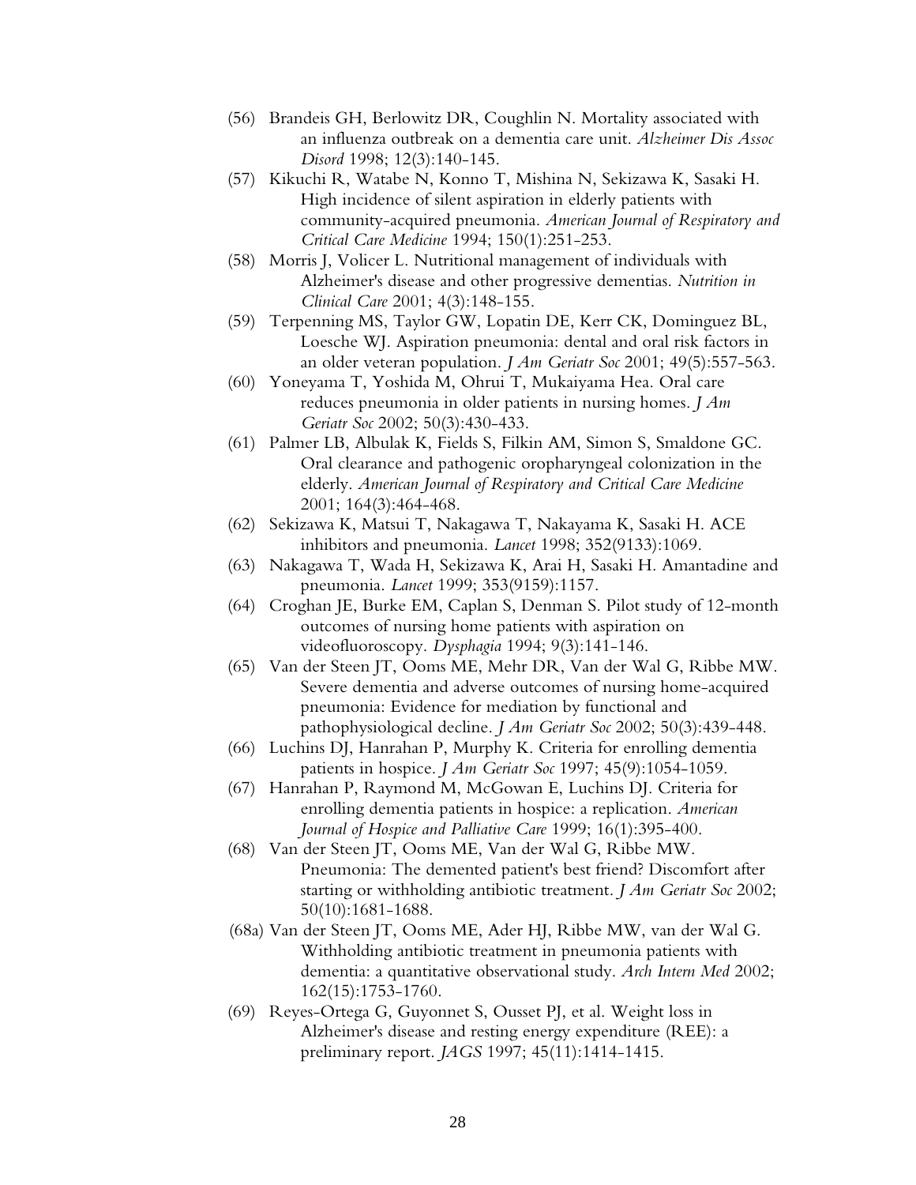(56) Brandeis GH, Berlowitz DR, Coughlin N. Mortality associated with an influenza outbreak on a dementia care unit. *Alzheimer Dis Assoc Disord* 1998; 12(3):140-145.

(57) Kikuchi R, Watabe N, Konno T, Mishina N, Sekizawa K, Sasaki H. High incidence of silent aspiration in elderly patients with community-acquired pneumonia. *American Journal of Respiratory and Critical Care Medicine* 1994; 150(1):251-253.

(58) Morris J, Volicer L. Nutritional management of individuals with Alzheimer's disease and other progressive dementias. *Nutrition in Clinical Care* 2001; 4(3):148-155.

(59) Terpenning MS, Taylor GW, Lopatin DE, Kerr CK, Dominguez BL, Loesche WJ. Aspiration pneumonia: dental and oral risk factors in an older veteran population. *J Am Geriatr Soc* 2001; 49(5):557-563.

(60) Yoneyama T, Yoshida M, Ohrui T, Mukaiyama Hea. Oral care reduces pneumonia in older patients in nursing homes. *J Am Geriatr Soc* 2002; 50(3):430-433.

(61) Palmer LB, Albulak K, Fields S, Filkin AM, Simon S, Smaldone GC. Oral clearance and pathogenic oropharyngeal colonization in the elderly. *American Journal of Respiratory and Critical Care Medicine* 2001; 164(3):464-468.

(62) Sekizawa K, Matsui T, Nakagawa T, Nakayama K, Sasaki H. ACE inhibitors and pneumonia. *Lancet* 1998; 352(9133):1069.

(63) Nakagawa T, Wada H, Sekizawa K, Arai H, Sasaki H. Amantadine and pneumonia. *Lancet* 1999; 353(9159):1157.

(64) Croghan JE, Burke EM, Caplan S, Denman S. Pilot study of 12-month outcomes of nursing home patients with aspiration on videofluoroscopy. *Dysphagia* 1994; 9(3):141-146.

(65) Van der Steen JT, Ooms ME, Mehr DR, Van der Wal G, Ribbe MW. Severe dementia and adverse outcomes of nursing home-acquired pneumonia: Evidence for mediation by functional and pathophysiological decline. *J Am Geriatr Soc* 2002; 50(3):439-448.

(66) Luchins DJ, Hanrahan P, Murphy K. Criteria for enrolling dementia patients in hospice. *J Am Geriatr Soc* 1997; 45(9):1054-1059.

(67) Hanrahan P, Raymond M, McGowan E, Luchins DJ. Criteria for enrolling dementia patients in hospice: a replication. *American Journal of Hospice and Palliative Care* 1999; 16(1):395-400.

(68) Van der Steen JT, Ooms ME, Van der Wal G, Ribbe MW. Pneumonia: The demented patient's best friend? Discomfort after starting or withholding antibiotic treatment. *J Am Geriatr Soc* 2002; 50(10):1681-1688.

(68a) Van der Steen JT, Ooms ME, Ader HJ, Ribbe MW, van der Wal G. Withholding antibiotic treatment in pneumonia patients with dementia: a quantitative observational study. *Arch Intern Med* 2002; 162(15):1753-1760.

(69) Reyes-Ortega G, Guyonnet S, Ousset PJ, et al. Weight loss in Alzheimer's disease and resting energy expenditure (REE): a preliminary report. *JAGS* 1997; 45(11):1414-1415.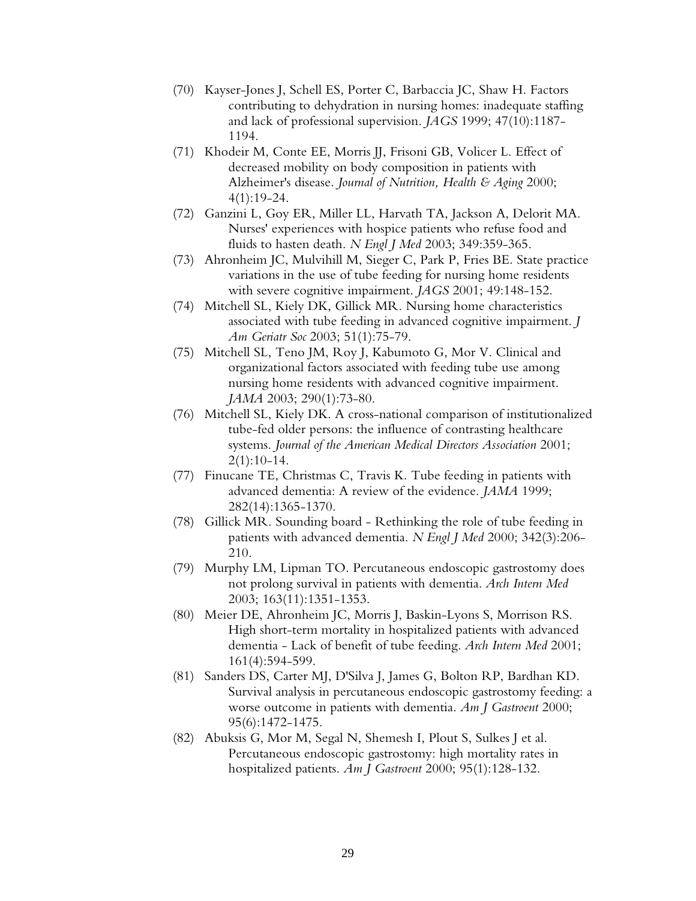(70) Kayser-Jones J, Schell ES, Porter C, Barbaccia JC, Shaw H. Factors contributing to dehydration in nursing homes: inadequate staffing and lack of professional supervision. *JAGS* 1999; 47(10):1187-1194.

(71) Khodeir M, Conte EE, Morris JJ, Frisoni GB, Volicer L. Effect of decreased mobility on body composition in patients with Alzheimer's disease. *Journal of Nutrition, Health & Aging* 2000; 4(1):19-24.

(72) Ganzini L, Goy ER, Miller LL, Harvath TA, Jackson A, Delorit MA. Nurses' experiences with hospice patients who refuse food and fluids to hasten death. *N Engl J Med* 2003; 349:359-365.

(73) Ahronheim JC, Mulvihill M, Sieger C, Park P, Fries BE. State practice variations in the use of tube feeding for nursing home residents with severe cognitive impairment. *JAGS* 2001; 49:148-152.

(74) Mitchell SL, Kiely DK, Gillick MR. Nursing home characteristics associated with tube feeding in advanced cognitive impairment. *J Am Geriatr Soc* 2003; 51(1):75-79.

(75) Mitchell SL, Teno JM, Roy J, Kabumoto G, Mor V. Clinical and organizational factors associated with feeding tube use among nursing home residents with advanced cognitive impairment. *JAMA* 2003; 290(1):73-80.

(76) Mitchell SL, Kiely DK. A cross-national comparison of institutionalized tube-fed older persons: the influence of contrasting healthcare systems. *Journal of the American Medical Directors Association* 2001; 2(1):10-14.

(77) Finucane TE, Christmas C, Travis K. Tube feeding in patients with advanced dementia: A review of the evidence. *JAMA* 1999; 282(14):1365-1370.

(78) Gillick MR. Sounding board - Rethinking the role of tube feeding in patients with advanced dementia. *N Engl J Med* 2000; 342(3):206-210.

(79) Murphy LM, Lipman TO. Percutaneous endoscopic gastrostomy does not prolong survival in patients with dementia. *Arch Intern Med* 2003; 163(11):1351-1353.

(80) Meier DE, Ahronheim JC, Morris J, Baskin-Lyons S, Morrison RS. High short-term mortality in hospitalized patients with advanced dementia - Lack of benefit of tube feeding. *Arch Intern Med* 2001; 161(4):594-599.

(81) Sanders DS, Carter MJ, D'Silva J, James G, Bolton RP, Bardhan KD. Survival analysis in percutaneous endoscopic gastrostomy feeding: a worse outcome in patients with dementia. *Am J Gastroent* 2000; 95(6):1472-1475.

(82) Abuksis G, Mor M, Segal N, Shemesh I, Plout S, Sulkes J et al. Percutaneous endoscopic gastrostomy: high mortality rates in hospitalized patients. *Am J Gastroent* 2000; 95(1):128-132.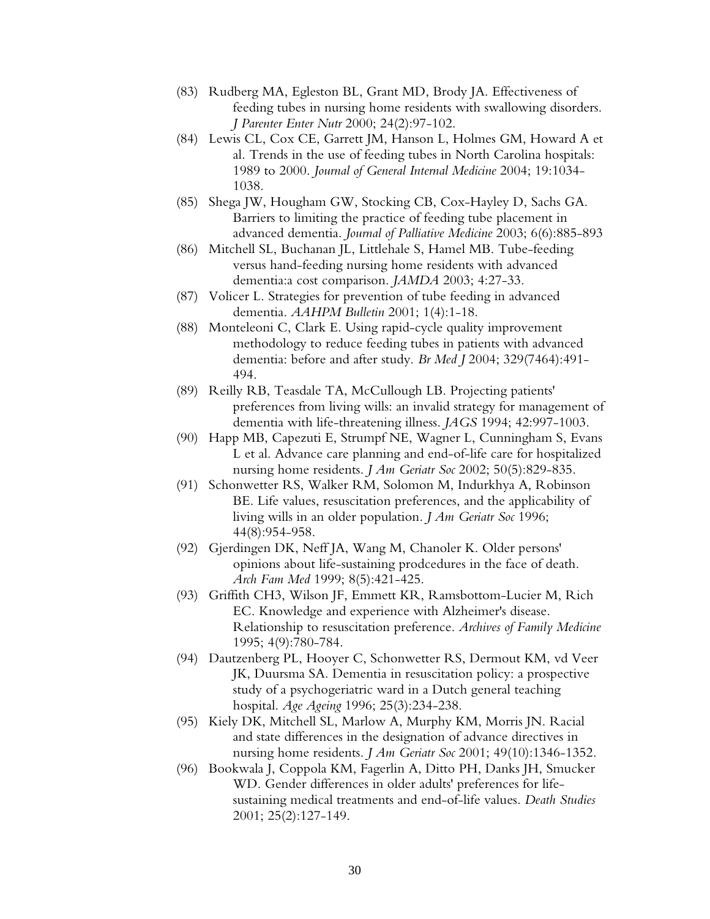(83) Rudberg MA, Egleston BL, Grant MD, Brody JA. Effectiveness of feeding tubes in nursing home residents with swallowing disorders. *J Parenter Enter Nutr* 2000; 24(2):97-102.

(84) Lewis CL, Cox CE, Garrett JM, Hanson L, Holmes GM, Howard A et al. Trends in the use of feeding tubes in North Carolina hospitals: 1989 to 2000. *Journal of General Internal Medicine* 2004; 19:1034-1038.

(85) Shega JW, Hougham GW, Stocking CB, Cox-Hayley D, Sachs GA. Barriers to limiting the practice of feeding tube placement in advanced dementia. *Journal of Palliative Medicine* 2003; 6(6):885-893

(86) Mitchell SL, Buchanan JL, Littlehale S, Hamel MB. Tube-feeding versus hand-feeding nursing home residents with advanced dementia:a cost comparison. *JAMDA* 2003; 4:27-33.

(87) Volicer L. Strategies for prevention of tube feeding in advanced dementia. *AAHPM Bulletin* 2001; 1(4):1-18.

(88) Monteleoni C, Clark E. Using rapid-cycle quality improvement methodology to reduce feeding tubes in patients with advanced dementia: before and after study. *Br Med J* 2004; 329(7464):491-494.

(89) Reilly RB, Teasdale TA, McCullough LB. Projecting patients' preferences from living wills: an invalid strategy for management of dementia with life-threatening illness. *JAGS* 1994; 42:997-1003.

(90) Happ MB, Capezuti E, Strumpf NE, Wagner L, Cunningham S, Evans L et al. Advance care planning and end-of-life care for hospitalized nursing home residents. *J Am Geriatr Soc* 2002; 50(5):829-835.

(91) Schonwetter RS, Walker RM, Solomon M, Indurkhya A, Robinson BE. Life values, resuscitation preferences, and the applicability of living wills in an older population. *J Am Geriatr Soc* 1996; 44(8):954-958.

(92) Gjerdingen DK, Neff JA, Wang M, Chanoler K. Older persons' opinions about life-sustaining prodcedures in the face of death. *Arch Fam Med* 1999; 8(5):421-425.

(93) Griffith CH3, Wilson JF, Emmett KR, Ramsbottom-Lucier M, Rich EC. Knowledge and experience with Alzheimer's disease. Relationship to resuscitation preference. *Archives of Family Medicine* 1995; 4(9):780-784.

(94) Dautzenberg PL, Hooyer C, Schonwetter RS, Dermout KM, vd Veer JK, Duursma SA. Dementia in resuscitation policy: a prospective study of a psychogeriatric ward in a Dutch general teaching hospital. *Age Ageing* 1996; 25(3):234-238.

(95) Kiely DK, Mitchell SL, Marlow A, Murphy KM, Morris JN. Racial and state differences in the designation of advance directives in nursing home residents. *J Am Geriatr Soc* 2001; 49(10):1346-1352.

(96) Bookwala J, Coppola KM, Fagerlin A, Ditto PH, Danks JH, Smucker WD. Gender differences in older adults' preferences for life-sustaining medical treatments and end-of-life values. *Death Studies* 2001; 25(2):127-149.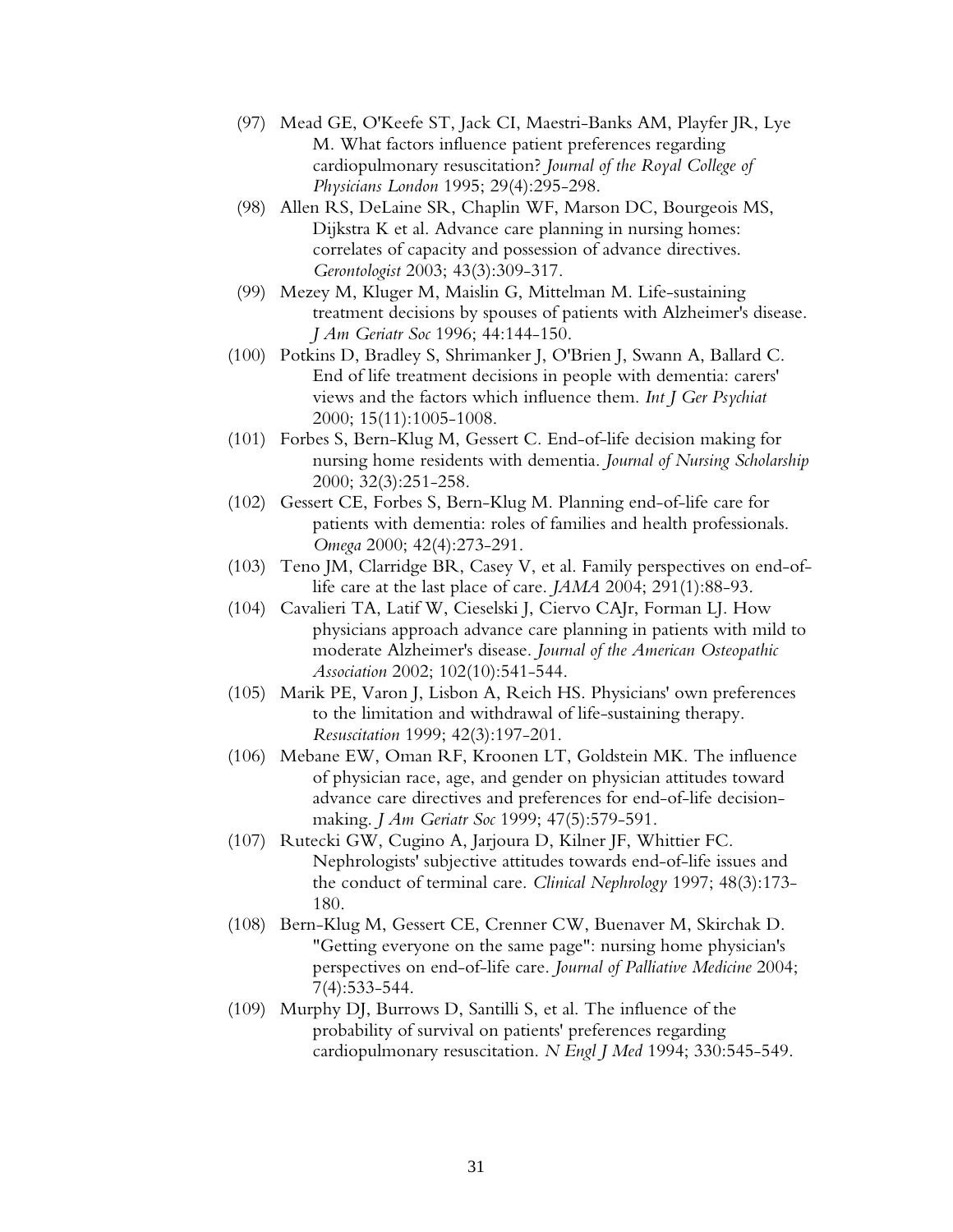(97) Mead GE, O'Keefe ST, Jack CI, Maestri-Banks AM, Playfer JR, Lye M. What factors influence patient preferences regarding cardiopulmonary resuscitation? *Journal of the Royal College of Physicians London* 1995; 29(4):295-298.

(98) Allen RS, DeLaine SR, Chaplin WF, Marson DC, Bourgeois MS, Dijkstra K et al. Advance care planning in nursing homes: correlates of capacity and possession of advance directives. *Gerontologist* 2003; 43(3):309-317.

(99) Mezey M, Kluger M, Maislin G, Mittelman M. Life-sustaining treatment decisions by spouses of patients with Alzheimer's disease. *J Am Geriatr Soc* 1996; 44:144-150.

(100) Potkins D, Bradley S, Shrimanker J, O'Brien J, Swann A, Ballard C. End of life treatment decisions in people with dementia: carers' views and the factors which influence them. *Int J Ger Psychiat* 2000; 15(11):1005-1008.

(101) Forbes S, Bern-Klug M, Gessert C. End-of-life decision making for nursing home residents with dementia. *Journal of Nursing Scholarship* 2000; 32(3):251-258.

(102) Gessert CE, Forbes S, Bern-Klug M. Planning end-of-life care for patients with dementia: roles of families and health professionals. *Omega* 2000; 42(4):273-291.

(103) Teno JM, Clarridge BR, Casey V, et al. Family perspectives on end-of-life care at the last place of care. *JAMA* 2004; 291(1):88-93.

(104) Cavalieri TA, Latif W, Cieselski J, Ciervo CAJr, Forman LJ. How physicians approach advance care planning in patients with mild to moderate Alzheimer's disease. *Journal of the American Osteopathic Association* 2002; 102(10):541-544.

(105) Marik PE, Varon J, Lisbon A, Reich HS. Physicians' own preferences to the limitation and withdrawal of life-sustaining therapy. *Resuscitation* 1999; 42(3):197-201.

(106) Mebane EW, Oman RF, Kroonen LT, Goldstein MK. The influence of physician race, age, and gender on physician attitudes toward advance care directives and preferences for end-of-life decision-making. *J Am Geriatr Soc* 1999; 47(5):579-591.

(107) Rutecki GW, Cugino A, Jarjoura D, Kilner JF, Whittier FC. Nephrologists' subjective attitudes towards end-of-life issues and the conduct of terminal care. *Clinical Nephrology* 1997; 48(3):173-180.

(108) Bern-Klug M, Gessert CE, Crenner CW, Buenaver M, Skirchak D. "Getting everyone on the same page": nursing home physician's perspectives on end-of-life care. *Journal of Palliative Medicine* 2004; 7(4):533-544.

(109) Murphy DJ, Burrows D, Santilli S, et al. The influence of the probability of survival on patients' preferences regarding cardiopulmonary resuscitation. *N Engl J Med* 1994; 330:545-549.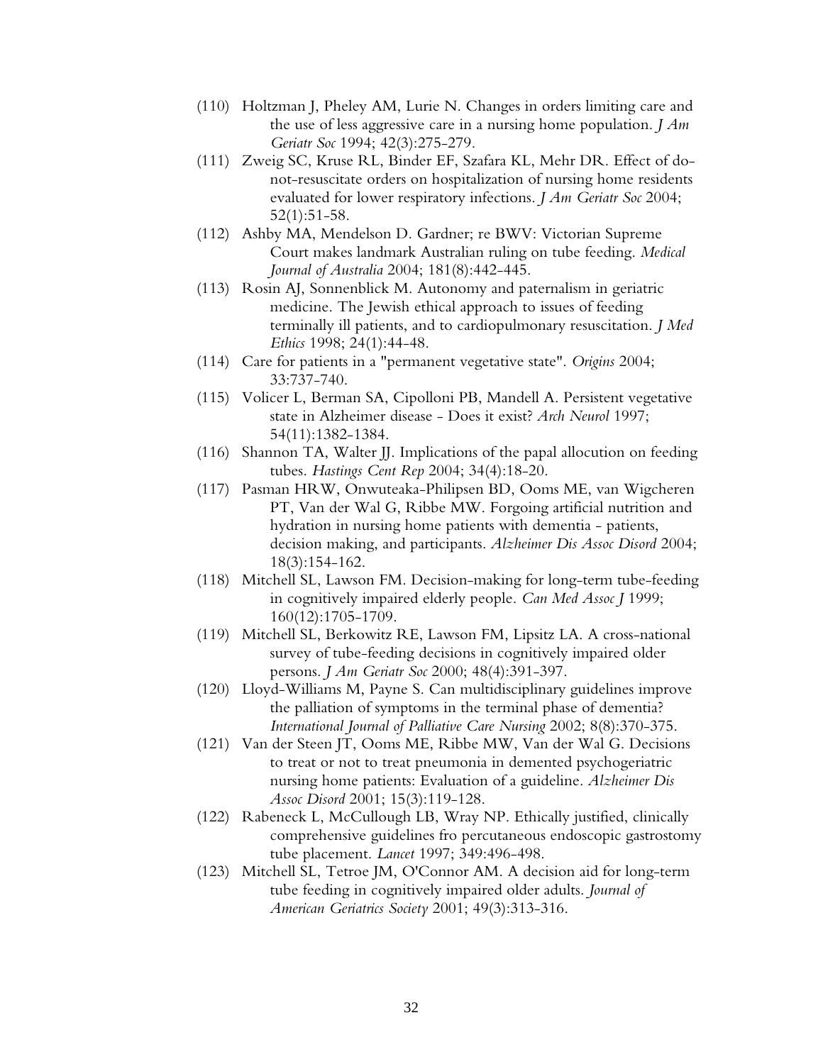(110) Holtzman J, Pheley AM, Lurie N. Changes in orders limiting care and the use of less aggressive care in a nursing home population. *J Am Geriatr Soc* 1994; 42(3):275-279.

(111) Zweig SC, Kruse RL, Binder EF, Szafara KL, Mehr DR. Effect of do-not-resuscitate orders on hospitalization of nursing home residents evaluated for lower respiratory infections. *J Am Geriatr Soc* 2004; 52(1):51-58.

(112) Ashby MA, Mendelson D. Gardner; re BWV: Victorian Supreme Court makes landmark Australian ruling on tube feeding. *Medical Journal of Australia* 2004; 181(8):442-445.

(113) Rosin AJ, Sonnenblick M. Autonomy and paternalism in geriatric medicine. The Jewish ethical approach to issues of feeding terminally ill patients, and to cardiopulmonary resuscitation. *J Med Ethics* 1998; 24(1):44-48.

(114) Care for patients in a "permanent vegetative state". *Origins* 2004; 33:737-740.

(115) Volicer L, Berman SA, Cipolloni PB, Mandell A. Persistent vegetative state in Alzheimer disease - Does it exist? *Arch Neurol* 1997; 54(11):1382-1384.

(116) Shannon TA, Walter JJ. Implications of the papal allocution on feeding tubes. *Hastings Cent Rep* 2004; 34(4):18-20.

(117) Pasman HRW, Onwuteaka-Philipsen BD, Ooms ME, van Wigcheren PT, Van der Wal G, Ribbe MW. Forgoing artificial nutrition and hydration in nursing home patients with dementia - patients, decision making, and participants. *Alzheimer Dis Assoc Disord* 2004; 18(3):154-162.

(118) Mitchell SL, Lawson FM. Decision-making for long-term tube-feeding in cognitively impaired elderly people. *Can Med Assoc J* 1999; 160(12):1705-1709.

(119) Mitchell SL, Berkowitz RE, Lawson FM, Lipsitz LA. A cross-national survey of tube-feeding decisions in cognitively impaired older persons. *J Am Geriatr Soc* 2000; 48(4):391-397.

(120) Lloyd-Williams M, Payne S. Can multidisciplinary guidelines improve the palliation of symptoms in the terminal phase of dementia? *International Journal of Palliative Care Nursing* 2002; 8(8):370-375.

(121) Van der Steen JT, Ooms ME, Ribbe MW, Van der Wal G. Decisions to treat or not to treat pneumonia in demented psychogeriatric nursing home patients: Evaluation of a guideline. *Alzheimer Dis Assoc Disord* 2001; 15(3):119-128.

(122) Rabeneck L, McCullough LB, Wray NP. Ethically justified, clinically comprehensive guidelines fro percutaneous endoscopic gastrostomy tube placement. *Lancet* 1997; 349:496-498.

(123) Mitchell SL, Tetroe JM, O'Connor AM. A decision aid for long-term tube feeding in cognitively impaired older adults. *Journal of American Geriatrics Society* 2001; 49(3):313-316.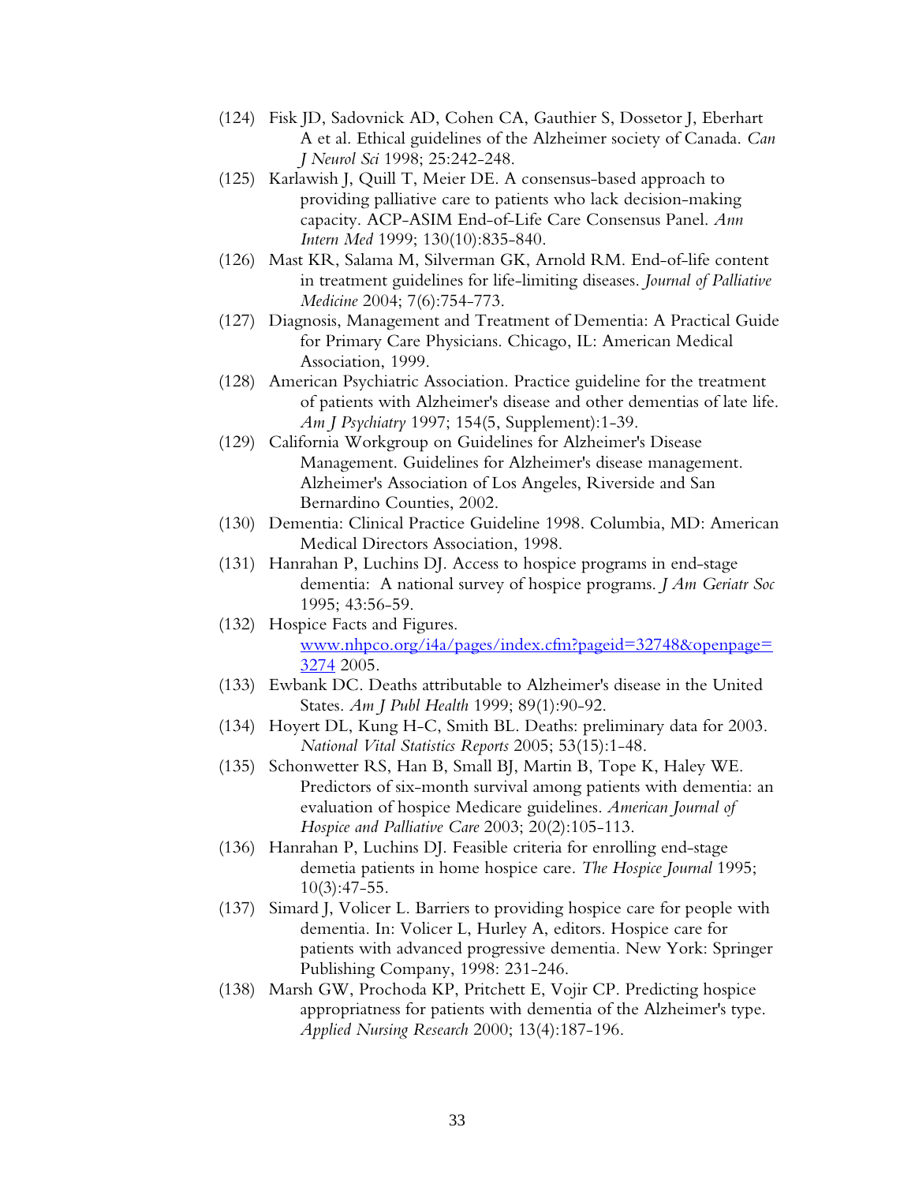(124) Fisk JD, Sadovnick AD, Cohen CA, Gauthier S, Dossetor J, Eberhart A et al. Ethical guidelines of the Alzheimer society of Canada. *Can J Neurol Sci* 1998; 25:242-248.

(125) Karlawish J, Quill T, Meier DE. A consensus-based approach to providing palliative care to patients who lack decision-making capacity. ACP-ASIM End-of-Life Care Consensus Panel. *Ann Intern Med* 1999; 130(10):835-840.

(126) Mast KR, Salama M, Silverman GK, Arnold RM. End-of-life content in treatment guidelines for life-limiting diseases. *Journal of Palliative Medicine* 2004; 7(6):754-773.

(127) Diagnosis, Management and Treatment of Dementia: A Practical Guide for Primary Care Physicians. Chicago, IL: American Medical Association, 1999.

(128) American Psychiatric Association. Practice guideline for the treatment of patients with Alzheimer's disease and other dementias of late life. *Am J Psychiatry* 1997; 154(5, Supplement):1-39.

(129) California Workgroup on Guidelines for Alzheimer's Disease Management. Guidelines for Alzheimer's disease management. Alzheimer's Association of Los Angeles, Riverside and San Bernardino Counties, 2002.

(130) Dementia: Clinical Practice Guideline 1998. Columbia, MD: American Medical Directors Association, 1998.

(131) Hanrahan P, Luchins DJ. Access to hospice programs in end-stage dementia: A national survey of hospice programs. *J Am Geriatr Soc* 1995; 43:56-59.

(132) Hospice Facts and Figures. [www.nhpco.org/i4a/pages/index.cfm?pageid=32748&openpage=3274](www.nhpco.org/i4a/pages/index.cfm?pageid=32748&openpage=3274) 2005.

(133) Ewbank DC. Deaths attributable to Alzheimer's disease in the United States. *Am J Publ Health* 1999; 89(1):90-92.

(134) Hoyert DL, Kung H-C, Smith BL. Deaths: preliminary data for 2003. *National Vital Statistics Reports* 2005; 53(15):1-48.

(135) Schonwetter RS, Han B, Small BJ, Martin B, Tope K, Haley WE. Predictors of six-month survival among patients with dementia: an evaluation of hospice Medicare guidelines. *American Journal of Hospice and Palliative Care* 2003; 20(2):105-113.

(136) Hanrahan P, Luchins DJ. Feasible criteria for enrolling end-stage demetia patients in home hospice care. *The Hospice Journal* 1995; 10(3):47-55.

(137) Simard J, Volicer L. Barriers to providing hospice care for people with dementia. In: Volicer L, Hurley A, editors. Hospice care for patients with advanced progressive dementia. New York: Springer Publishing Company, 1998: 231-246.

(138) Marsh GW, Prochoda KP, Pritchett E, Vojir CP. Predicting hospice appropriatness for patients with dementia of the Alzheimer's type. *Applied Nursing Research* 2000; 13(4):187-196.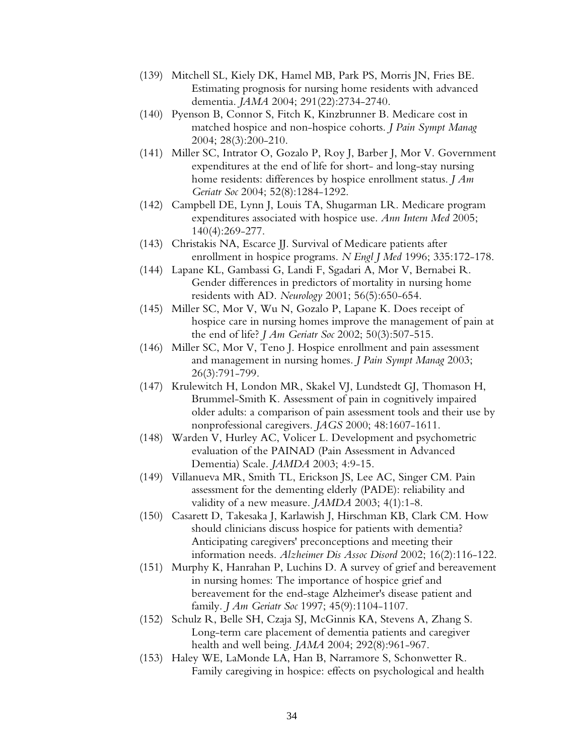(139) Mitchell SL, Kiely DK, Hamel MB, Park PS, Morris JN, Fries BE. Estimating prognosis for nursing home residents with advanced dementia. *JAMA* 2004; 291(22):2734-2740.

(140) Pyenson B, Connor S, Fitch K, Kinzbrunner B. Medicare cost in matched hospice and non-hospice cohorts. *J Pain Sympt Manag* 2004; 28(3):200-210.

(141) Miller SC, Intrator O, Gozalo P, Roy J, Barber J, Mor V. Government expenditures at the end of life for short- and long-stay nursing home residents: differences by hospice enrollment status. *J Am Geriatr Soc* 2004; 52(8):1284-1292.

(142) Campbell DE, Lynn J, Louis TA, Shugarman LR. Medicare program expenditures associated with hospice use. *Ann Intern Med* 2005; 140(4):269-277.

(143) Christakis NA, Escarce JJ. Survival of Medicare patients after enrollment in hospice programs. *N Engl J Med* 1996; 335:172-178.

(144) Lapane KL, Gambassi G, Landi F, Sgadari A, Mor V, Bernabei R. Gender differences in predictors of mortality in nursing home residents with AD. *Neurology* 2001; 56(5):650-654.

(145) Miller SC, Mor V, Wu N, Gozalo P, Lapane K. Does receipt of hospice care in nursing homes improve the management of pain at the end of life? *J Am Geriatr Soc* 2002; 50(3):507-515.

(146) Miller SC, Mor V, Teno J. Hospice enrollment and pain assessment and management in nursing homes. *J Pain Sympt Manag* 2003; 26(3):791-799.

(147) Krulewitch H, London MR, Skakel VJ, Lundstedt GJ, Thomason H, Brummel-Smith K. Assessment of pain in cognitively impaired older adults: a comparison of pain assessment tools and their use by nonprofessional caregivers. *JAGS* 2000; 48:1607-1611.

(148) Warden V, Hurley AC, Volicer L. Development and psychometric evaluation of the PAINAD (Pain Assessment in Advanced Dementia) Scale. *JAMDA* 2003; 4:9-15.

(149) Villanueva MR, Smith TL, Erickson JS, Lee AC, Singer CM. Pain assessment for the dementing elderly (PADE): reliability and validity of a new measure. *JAMDA* 2003; 4(1):1-8.

(150) Casarett D, Takesaka J, Karlawish J, Hirschman KB, Clark CM. How should clinicians discuss hospice for patients with dementia? Anticipating caregivers' preconceptions and meeting their information needs. *Alzheimer Dis Assoc Disord* 2002; 16(2):116-122.

(151) Murphy K, Hanrahan P, Luchins D. A survey of grief and bereavement in nursing homes: The importance of hospice grief and bereavement for the end-stage Alzheimer's disease patient and family. *J Am Geriatr Soc* 1997; 45(9):1104-1107.

(152) Schulz R, Belle SH, Czaja SJ, McGinnis KA, Stevens A, Zhang S. Long-term care placement of dementia patients and caregiver health and well being. *JAMA* 2004; 292(8):961-967.

(153) Haley WE, LaMonde LA, Han B, Narramore S, Schonwetter R. Family caregiving in hospice: effects on psychological and health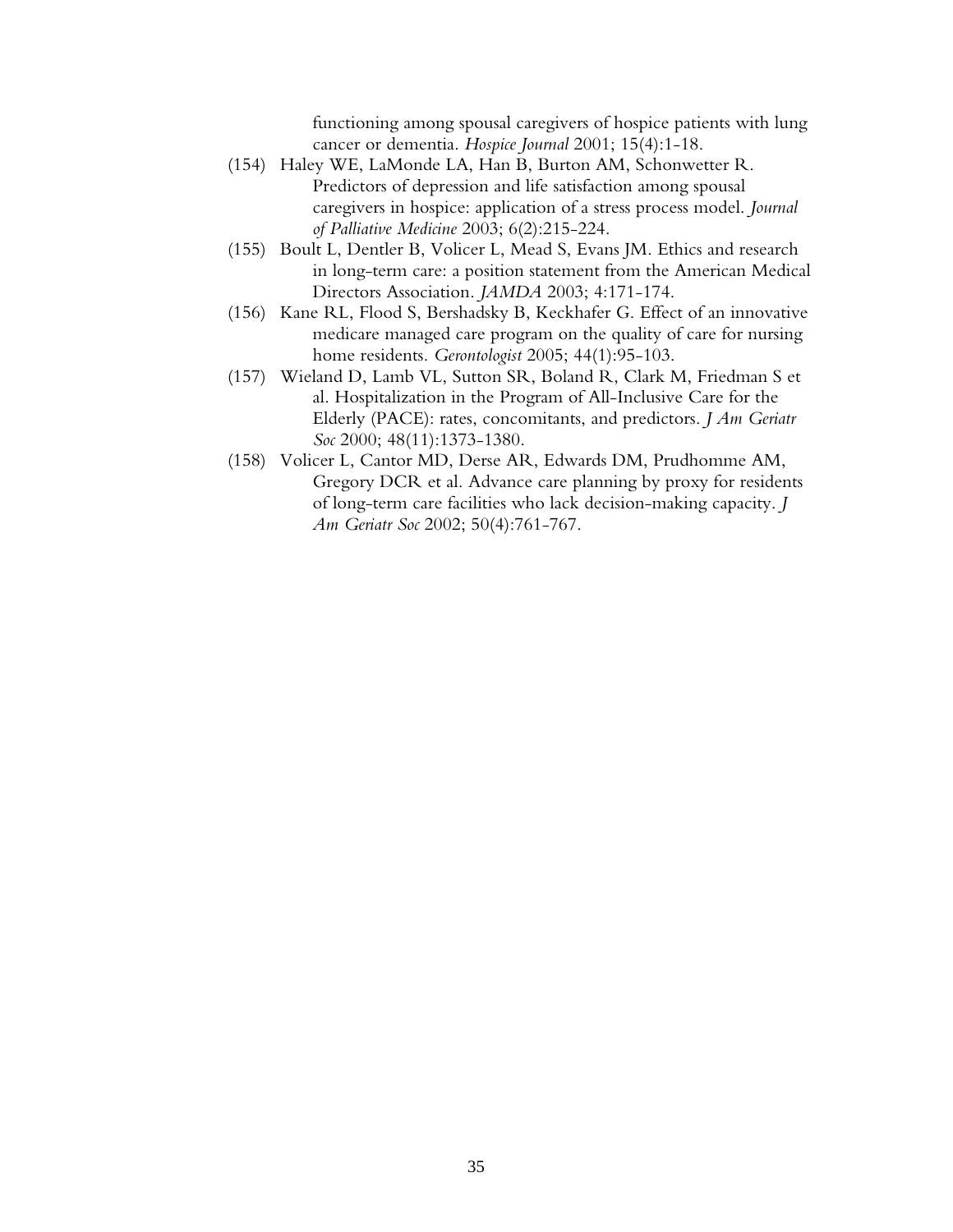functioning among spousal caregivers of hospice patients with lung cancer or dementia. *Hospice Journal* 2001; 15(4):1-18.

(154) Haley WE, LaMonde LA, Han B, Burton AM, Schonwetter R. Predictors of depression and life satisfaction among spousal caregivers in hospice: application of a stress process model. *Journal of Palliative Medicine* 2003; 6(2):215-224.

(155) Boult L, Dentler B, Volicer L, Mead S, Evans JM. Ethics and research in long-term care: a position statement from the American Medical Directors Association. *JAMDA* 2003; 4:171-174.

(156) Kane RL, Flood S, Bershadsky B, Keckhafer G. Effect of an innovative medicare managed care program on the quality of care for nursing home residents. *Gerontologist* 2005; 44(1):95-103.

(157) Wieland D, Lamb VL, Sutton SR, Boland R, Clark M, Friedman S et al. Hospitalization in the Program of All-Inclusive Care for the Elderly (PACE): rates, concomitants, and predictors. *J Am Geriatr Soc* 2000; 48(11):1373-1380.

(158) Volicer L, Cantor MD, Derse AR, Edwards DM, Prudhomme AM, Gregory DCR et al. Advance care planning by proxy for residents of long-term care facilities who lack decision-making capacity. *J Am Geriatr Soc* 2002; 50(4):761-767.